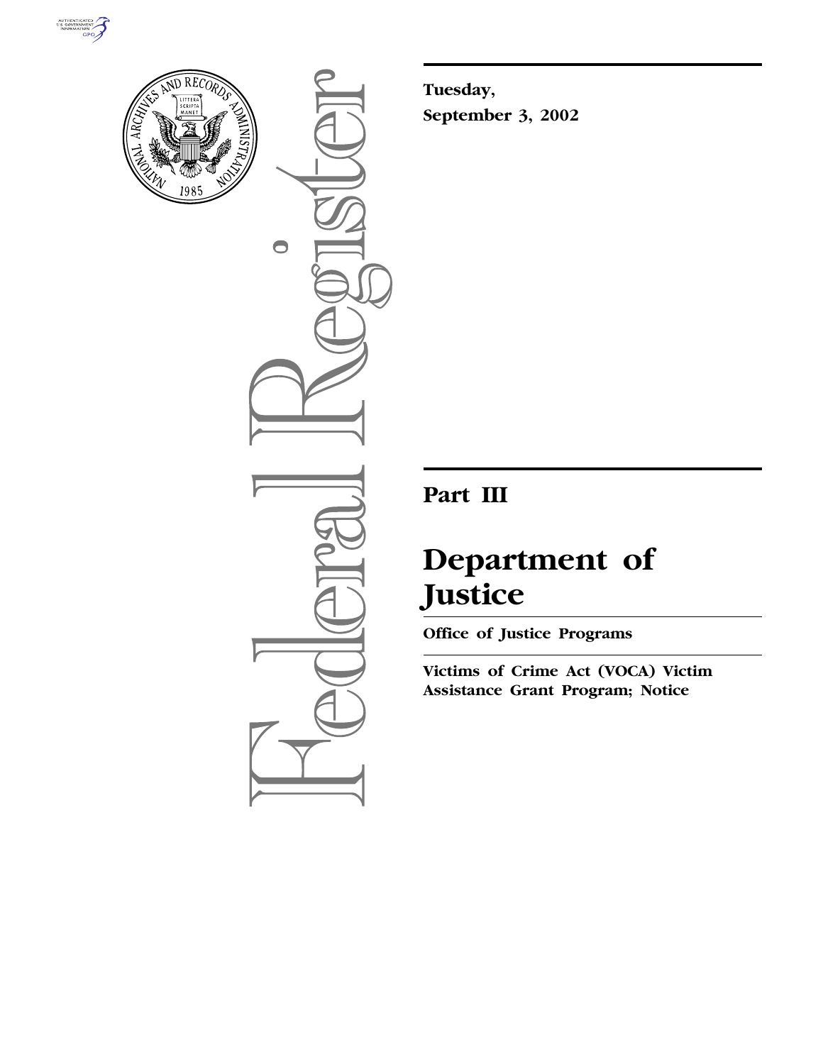Tuesday,

September 3, 2002

# Part III

# Department of Justice

## Office of Justice Programs

## Victims of Crime Act (VOCA) Victim Assistance Grant Program; Notice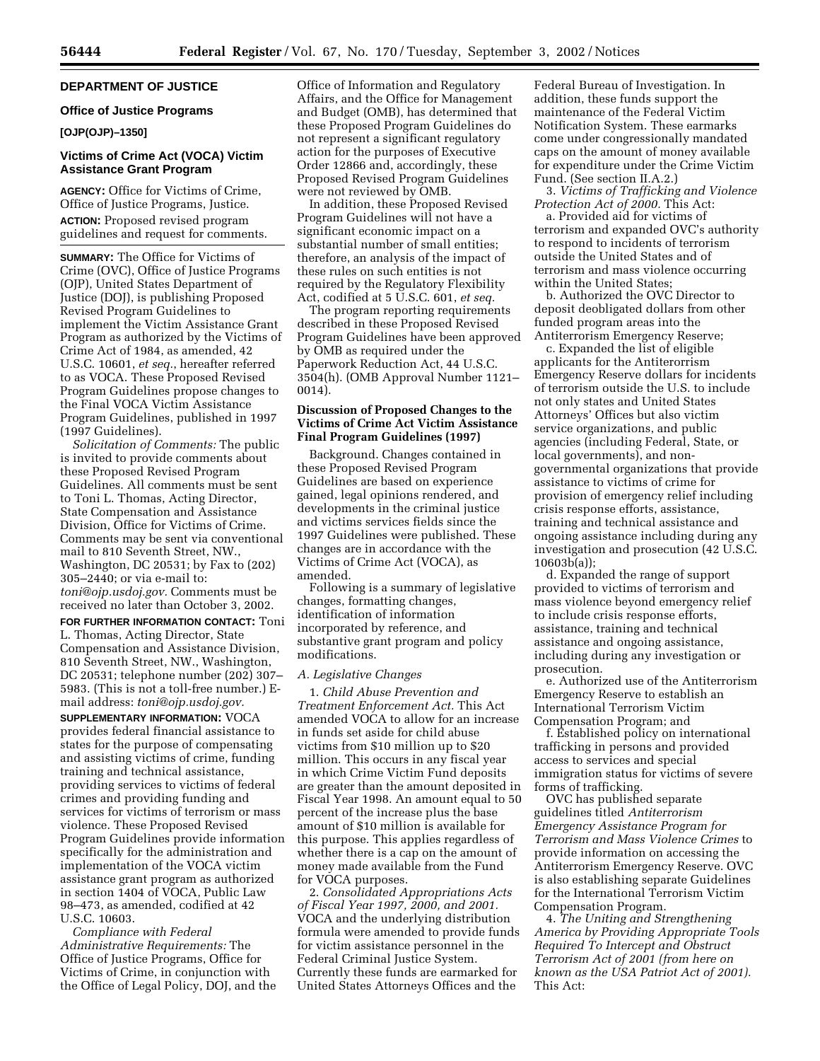## DEPARTMENT OF JUSTICE

### Office of Justice Programs

**[OJP(OJP)–1350]**

### Victims of Crime Act (VOCA) Victim Assistance Grant Program

**AGENCY:** Office for Victims of Crime, Office of Justice Programs, Justice.

**ACTION:** Proposed revised program guidelines and request for comments.

**SUMMARY:** The Office for Victims of Crime (OVC), Office of Justice Programs (OJP), United States Department of Justice (DOJ), is publishing Proposed Revised Program Guidelines to implement the Victim Assistance Grant Program as authorized by the Victims of Crime Act of 1984, as amended, 42 U.S.C. 10601, *et seq.*, hereafter referred to as VOCA. These Proposed Revised Program Guidelines propose changes to the Final VOCA Victim Assistance Program Guidelines, published in 1997 (1997 Guidelines).

*Solicitation of Comments:* The public is invited to provide comments about these Proposed Revised Program Guidelines. All comments must be sent to Toni L. Thomas, Acting Director, State Compensation and Assistance Division, Office for Victims of Crime. Comments may be sent via conventional mail to 810 Seventh Street, NW., Washington, DC 20531; by Fax to (202) 305–2440; or via e-mail to: *toni@ojp.usdoj.gov.* Comments must be received no later than October 3, 2002.

**FOR FURTHER INFORMATION CONTACT:** Toni L. Thomas, Acting Director, State Compensation and Assistance Division, 810 Seventh Street, NW., Washington, DC 20531; telephone number (202) 307–5983. (This is not a toll-free number.) E-mail address: *toni@ojp.usdoj.gov.*

**SUPPLEMENTARY INFORMATION:** VOCA provides federal financial assistance to states for the purpose of compensating and assisting victims of crime, funding training and technical assistance, providing services to victims of federal crimes and providing funding and services for victims of terrorism or mass violence. These Proposed Revised Program Guidelines provide information specifically for the administration and implementation of the VOCA victim assistance grant program as authorized in section 1404 of VOCA, Public Law 98–473, as amended, codified at 42 U.S.C. 10603.

*Compliance with Federal Administrative Requirements:* The Office of Justice Programs, Office for Victims of Crime, in conjunction with the Office of Legal Policy, DOJ, and the Office of Information and Regulatory Affairs, and the Office for Management and Budget (OMB), has determined that these Proposed Program Guidelines do not represent a significant regulatory action for the purposes of Executive Order 12866 and, accordingly, these Proposed Revised Program Guidelines were not reviewed by OMB.

In addition, these Proposed Revised Program Guidelines will not have a significant economic impact on a substantial number of small entities; therefore, an analysis of the impact of these rules on such entities is not required by the Regulatory Flexibility Act, codified at 5 U.S.C. 601, *et seq.*

The program reporting requirements described in these Proposed Revised Program Guidelines have been approved by OMB as required under the Paperwork Reduction Act, 44 U.S.C. 3504(h). (OMB Approval Number 1121–0014).

### Discussion of Proposed Changes to the Victims of Crime Act Victim Assistance Final Program Guidelines (1997)

Background. Changes contained in these Proposed Revised Program Guidelines are based on experience gained, legal opinions rendered, and developments in the criminal justice and victims services fields since the 1997 Guidelines were published. These changes are in accordance with the Victims of Crime Act (VOCA), as amended.

Following is a summary of legislative changes, formatting changes, identification of information incorporated by reference, and substantive grant program and policy modifications.

*A. Legislative Changes*

1. *Child Abuse Prevention and Treatment Enforcement Act.* This Act amended VOCA to allow for an increase in funds set aside for child abuse victims from $10 million up to $20 million. This occurs in any fiscal year in which Crime Victim Fund deposits are greater than the amount deposited in Fiscal Year 1998. An amount equal to 50 percent of the increase plus the base amount of $10 million is available for this purpose. This applies regardless of whether there is a cap on the amount of money made available from the Fund for VOCA purposes.

2. *Consolidated Appropriations Acts of Fiscal Year 1997, 2000, and 2001.* VOCA and the underlying distribution formula were amended to provide funds for victim assistance personnel in the Federal Criminal Justice System. Currently these funds are earmarked for United States Attorneys Offices and the Federal Bureau of Investigation. In addition, these funds support the maintenance of the Federal Victim Notification System. These earmarks come under congressionally mandated caps on the amount of money available for expenditure under the Crime Victim Fund. (See section II.A.2.)

3. *Victims of Trafficking and Violence Protection Act of 2000.* This Act:

a. Provided aid for victims of terrorism and expanded OVC's authority to respond to incidents of terrorism outside the United States and of terrorism and mass violence occurring within the United States;

b. Authorized the OVC Director to deposit deobligated dollars from other funded program areas into the Antiterrorism Emergency Reserve;

c. Expanded the list of eligible applicants for the Antiterrorism Emergency Reserve dollars for incidents of terrorism outside the U.S. to include not only states and United States Attorneys' Offices but also victim service organizations, and public agencies (including Federal, State, or local governments), and non-governmental organizations that provide assistance to victims of crime for provision of emergency relief including crisis response efforts, assistance, training and technical assistance and ongoing assistance including during any investigation and prosecution (42 U.S.C. 10603b(a));

d. Expanded the range of support provided to victims of terrorism and mass violence beyond emergency relief to include crisis response efforts, assistance, training and technical assistance and ongoing assistance, including during any investigation or prosecution.

e. Authorized use of the Antiterrorism Emergency Reserve to establish an International Terrorism Victim Compensation Program; and

f. Established policy on international trafficking in persons and provided access to services and special immigration status for victims of severe forms of trafficking.

OVC has published separate guidelines titled *Antiterrorism Emergency Assistance Program for Terrorism and Mass Violence Crimes* to provide information on accessing the Antiterrorism Emergency Reserve. OVC is also establishing separate Guidelines for the International Terrorism Victim Compensation Program.

4. *The Uniting and Strengthening America by Providing Appropriate Tools Required To Intercept and Obstruct Terrorism Act of 2001 (from here on known as the USA Patriot Act of 2001).* This Act: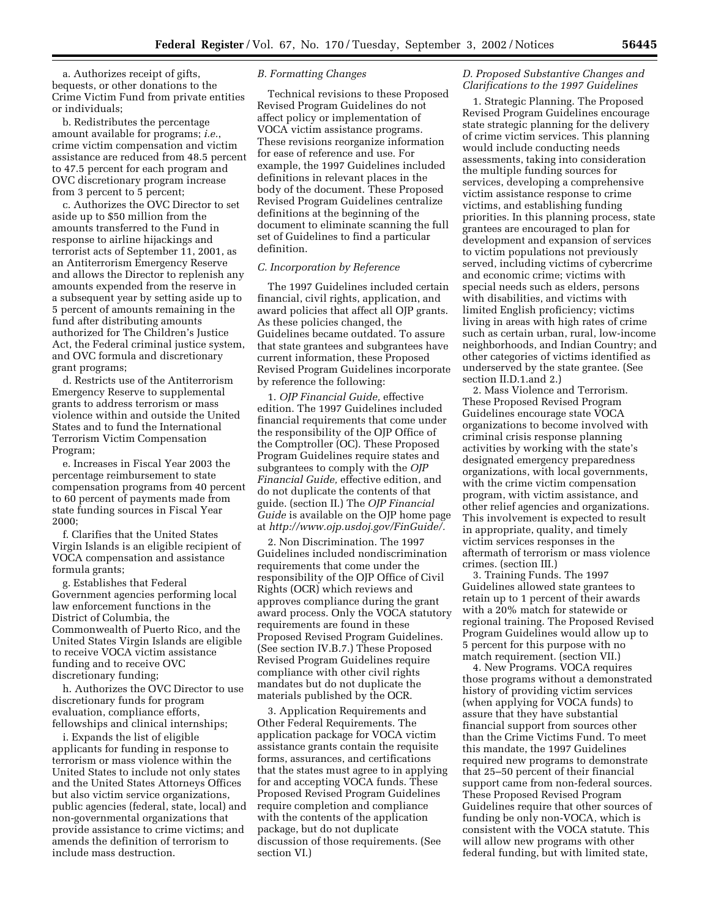a. Authorizes receipt of gifts, bequests, or other donations to the Crime Victim Fund from private entities or individuals;

b. Redistributes the percentage amount available for programs; *i.e.*, crime victim compensation and victim assistance are reduced from 48.5 percent to 47.5 percent for each program and OVC discretionary program increase from 3 percent to 5 percent;

c. Authorizes the OVC Director to set aside up to $50 million from the amounts transferred to the Fund in response to airline hijackings and terrorist acts of September 11, 2001, as an Antiterrorism Emergency Reserve and allows the Director to replenish any amounts expended from the reserve in a subsequent year by setting aside up to 5 percent of amounts remaining in the fund after distributing amounts authorized for The Children's Justice Act, the Federal criminal justice system, and OVC formula and discretionary grant programs;

d. Restricts use of the Antiterrorism Emergency Reserve to supplemental grants to address terrorism or mass violence within and outside the United States and to fund the International Terrorism Victim Compensation Program;

e. Increases in Fiscal Year 2003 the percentage reimbursement to state compensation programs from 40 percent to 60 percent of payments made from state funding sources in Fiscal Year 2000;

f. Clarifies that the United States Virgin Islands is an eligible recipient of VOCA compensation and assistance formula grants;

g. Establishes that Federal Government agencies performing local law enforcement functions in the District of Columbia, the Commonwealth of Puerto Rico, and the United States Virgin Islands are eligible to receive VOCA victim assistance funding and to receive OVC discretionary funding;

h. Authorizes the OVC Director to use discretionary funds for program evaluation, compliance efforts, fellowships and clinical internships;

i. Expands the list of eligible applicants for funding in response to terrorism or mass violence within the United States to include not only states and the United States Attorneys Offices but also victim service organizations, public agencies (federal, state, local) and non-governmental organizations that provide assistance to crime victims; and amends the definition of terrorism to include mass destruction.

### *B. Formatting Changes*

Technical revisions to these Proposed Revised Program Guidelines do not affect policy or implementation of VOCA victim assistance programs. These revisions reorganize information for ease of reference and use. For example, the 1997 Guidelines included definitions in relevant places in the body of the document. These Proposed Revised Program Guidelines centralize definitions at the beginning of the document to eliminate scanning the full set of Guidelines to find a particular definition.

### *C. Incorporation by Reference*

The 1997 Guidelines included certain financial, civil rights, application, and award policies that affect all OJP grants. As these policies changed, the Guidelines became outdated. To assure that state grantees and subgrantees have current information, these Proposed Revised Program Guidelines incorporate by reference the following:

1. *OJP Financial Guide,* effective edition. The 1997 Guidelines included financial requirements that come under the responsibility of the OJP Office of the Comptroller (OC). These Proposed Program Guidelines require states and subgrantees to comply with the *OJP Financial Guide,* effective edition, and do not duplicate the contents of that guide. (section II.) The *OJP Financial Guide* is available on the OJP home page at *http://www.ojp.usdoj.gov/FinGuide/.*

2. Non Discrimination. The 1997 Guidelines included nondiscrimination requirements that come under the responsibility of the OJP Office of Civil Rights (OCR) which reviews and approves compliance during the grant award process. Only the VOCA statutory requirements are found in these Proposed Revised Program Guidelines. (See section IV.B.7.) These Proposed Revised Program Guidelines require compliance with other civil rights mandates but do not duplicate the materials published by the OCR.

3. Application Requirements and Other Federal Requirements. The application package for VOCA victim assistance grants contain the requisite forms, assurances, and certifications that the states must agree to in applying for and accepting VOCA funds. These Proposed Revised Program Guidelines require completion and compliance with the contents of the application package, but do not duplicate discussion of those requirements. (See section VI.)

### *D. Proposed Substantive Changes and Clarifications to the 1997 Guidelines*

1. Strategic Planning. The Proposed Revised Program Guidelines encourage state strategic planning for the delivery of crime victim services. This planning would include conducting needs assessments, taking into consideration the multiple funding sources for services, developing a comprehensive victim assistance response to crime victims, and establishing funding priorities. In this planning process, state grantees are encouraged to plan for development and expansion of services to victim populations not previously served, including victims of cybercrime and economic crime; victims with special needs such as elders, persons with disabilities, and victims with limited English proficiency; victims living in areas with high rates of crime such as certain urban, rural, low-income neighborhoods, and Indian Country; and other categories of victims identified as underserved by the state grantee. (See section II.D.1.and 2.)

2. Mass Violence and Terrorism. These Proposed Revised Program Guidelines encourage state VOCA organizations to become involved with criminal crisis response planning activities by working with the state's designated emergency preparedness organizations, with local governments, with the crime victim compensation program, with victim assistance, and other relief agencies and organizations. This involvement is expected to result in appropriate, quality, and timely victim services responses in the aftermath of terrorism or mass violence crimes. (section III.)

3. Training Funds. The 1997 Guidelines allowed state grantees to retain up to 1 percent of their awards with a 20% match for statewide or regional training. The Proposed Revised Program Guidelines would allow up to 5 percent for this purpose with no match requirement. (section VII.)

4. New Programs. VOCA requires those programs without a demonstrated history of providing victim services (when applying for VOCA funds) to assure that they have substantial financial support from sources other than the Crime Victims Fund. To meet this mandate, the 1997 Guidelines required new programs to demonstrate that 25–50 percent of their financial support came from non-federal sources. These Proposed Revised Program Guidelines require that other sources of funding be only non-VOCA, which is consistent with the VOCA statute. This will allow new programs with other federal funding, but with limited state,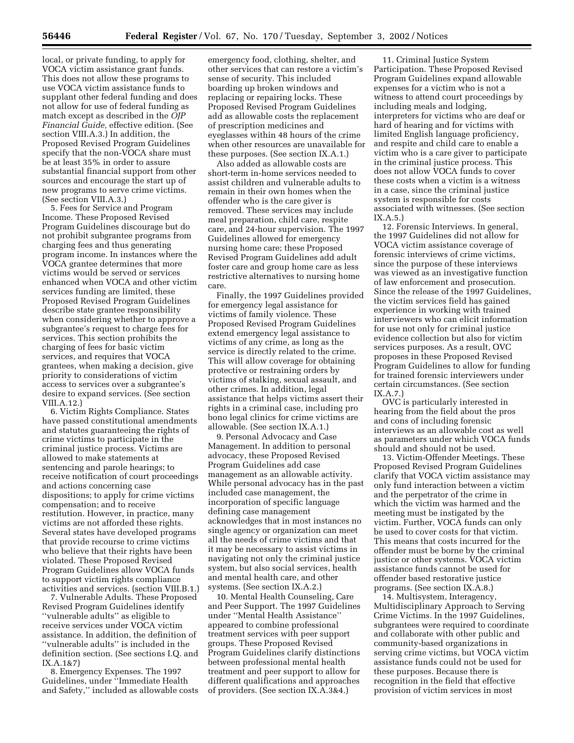local, or private funding, to apply for VOCA victim assistance grant funds. This does not allow these programs to use VOCA victim assistance funds to supplant other federal funding and does not allow for use of federal funding as match except as described in the *OJP Financial Guide,* effective edition. (See section VIII.A.3.) In addition, the Proposed Revised Program Guidelines specify that the non-VOCA share must be at least 35% in order to assure substantial financial support from other sources and encourage the start up of new programs to serve crime victims. (See section VIII.A.3.)

5. Fees for Service and Program Income. These Proposed Revised Program Guidelines discourage but do not prohibit subgrantee programs from charging fees and thus generating program income. In instances where the VOCA grantee determines that more victims would be served or services enhanced when VOCA and other victim services funding are limited, these Proposed Revised Program Guidelines describe state grantee responsibility when considering whether to approve a subgrantee's request to charge fees for services. This section prohibits the charging of fees for basic victim services, and requires that VOCA grantees, when making a decision, give priority to considerations of victim access to services over a subgrantee's desire to expand services. (See section VIII.A.12.)

6. Victim Rights Compliance. States have passed constitutional amendments and statutes guaranteeing the rights of crime victims to participate in the criminal justice process. Victims are allowed to make statements at sentencing and parole hearings; to receive notification of court proceedings and actions concerning case dispositions; to apply for crime victims compensation; and to receive restitution. However, in practice, many victims are not afforded these rights. Several states have developed programs that provide recourse to crime victims who believe that their rights have been violated. These Proposed Revised Program Guidelines allow VOCA funds to support victim rights compliance activities and services. (section VIII.B.1.)

7. Vulnerable Adults. These Proposed Revised Program Guidelines identify "vulnerable adults" as eligible to receive services under VOCA victim assistance. In addition, the definition of "vulnerable adults" is included in the definition section. (See sections I.Q. and IX.A.1&7)

8. Emergency Expenses. The 1997 Guidelines, under "Immediate Health and Safety," included as allowable costs emergency food, clothing, shelter, and other services that can restore a victim's sense of security. This included boarding up broken windows and replacing or repairing locks. These Proposed Revised Program Guidelines add as allowable costs the replacement of prescription medicines and eyeglasses within 48 hours of the crime when other resources are unavailable for these purposes. (See section IX.A.1.)

Also added as allowable costs are short-term in-home services needed to assist children and vulnerable adults to remain in their own homes when the offender who is the care giver is removed. These services may include meal preparation, child care, respite care, and 24-hour supervision. The 1997 Guidelines allowed for emergency nursing home care; these Proposed Revised Program Guidelines add adult foster care and group home care as less restrictive alternatives to nursing home care.

Finally, the 1997 Guidelines provided for emergency legal assistance for victims of family violence. These Proposed Revised Program Guidelines extend emergency legal assistance to victims of any crime, as long as the service is directly related to the crime. This will allow coverage for obtaining protective or restraining orders by victims of stalking, sexual assault, and other crimes. In addition, legal assistance that helps victims assert their rights in a criminal case, including pro bono legal clinics for crime victims are allowable. (See section IX.A.1.)

9. Personal Advocacy and Case Management. In addition to personal advocacy, these Proposed Revised Program Guidelines add case management as an allowable activity. While personal advocacy has in the past included case management, the incorporation of specific language defining case management acknowledges that in most instances no single agency or organization can meet all the needs of crime victims and that it may be necessary to assist victims in navigating not only the criminal justice system, but also social services, health and mental health care, and other systems. (See section IX.A.2.)

10. Mental Health Counseling, Care and Peer Support. The 1997 Guidelines under "Mental Health Assistance" appeared to combine professional treatment services with peer support groups. These Proposed Revised Program Guidelines clarify distinctions between professional mental health treatment and peer support to allow for different qualifications and approaches of providers. (See section IX.A.3&4.)

11. Criminal Justice System Participation. These Proposed Revised Program Guidelines expand allowable expenses for a victim who is not a witness to attend court proceedings by including meals and lodging, interpreters for victims who are deaf or hard of hearing and for victims with limited English language proficiency, and respite and child care to enable a victim who is a care giver to participate in the criminal justice process. This does not allow VOCA funds to cover these costs when a victim is a witness in a case, since the criminal justice system is responsible for costs associated with witnesses. (See section IX.A.5.)

12. Forensic Interviews. In general, the 1997 Guidelines did not allow for VOCA victim assistance coverage of forensic interviews of crime victims, since the purpose of these interviews was viewed as an investigative function of law enforcement and prosecution. Since the release of the 1997 Guidelines, the victim services field has gained experience in working with trained interviewers who can elicit information for use not only for criminal justice evidence collection but also for victim services purposes. As a result, OVC proposes in these Proposed Revised Program Guidelines to allow for funding for trained forensic interviewers under certain circumstances. (See section IX.A.7.)

OVC is particularly interested in hearing from the field about the pros and cons of including forensic interviews as an allowable cost as well as parameters under which VOCA funds should and should not be used.

13. Victim-Offender Meetings. These Proposed Revised Program Guidelines clarify that VOCA victim assistance may only fund interaction between a victim and the perpetrator of the crime in which the victim was harmed and the meeting must be instigated by the victim. Further, VOCA funds can only be used to cover costs for that victim. This means that costs incurred for the offender must be borne by the criminal justice or other systems. VOCA victim assistance funds cannot be used for offender based restorative justice programs. (See section IX.A.8.)

14. Multisystem, Interagency, Multidisciplinary Approach to Serving Crime Victims. In the 1997 Guidelines, subgrantees were required to coordinate and collaborate with other public and community-based organizations in serving crime victims, but VOCA victim assistance funds could not be used for these purposes. Because there is recognition in the field that effective provision of victim services in most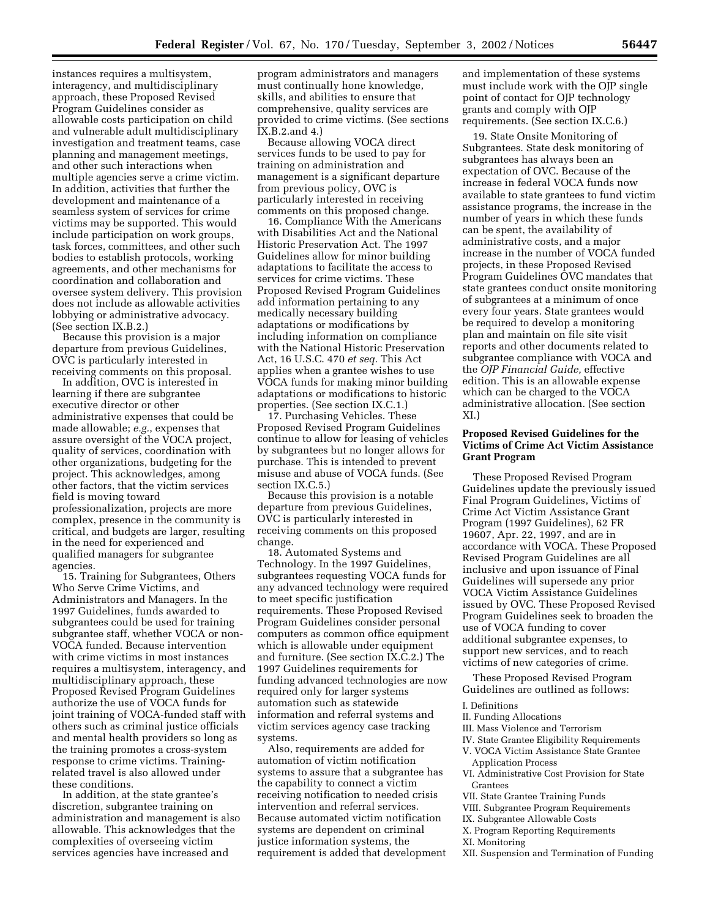instances requires a multisystem, interagency, and multidisciplinary approach, these Proposed Revised Program Guidelines consider as allowable costs participation on child and vulnerable adult multidisciplinary investigation and treatment teams, case planning and management meetings, and other such interactions when multiple agencies serve a crime victim. In addition, activities that further the development and maintenance of a seamless system of services for crime victims may be supported. This would include participation on work groups, task forces, committees, and other such bodies to establish protocols, working agreements, and other mechanisms for coordination and collaboration and oversee system delivery. This provision does not include as allowable activities lobbying or administrative advocacy. (See section IX.B.2.)

Because this provision is a major departure from previous Guidelines, OVC is particularly interested in receiving comments on this proposal.

In addition, OVC is interested in learning if there are subgrantee executive director or other administrative expenses that could be made allowable; *e.g.*, expenses that assure oversight of the VOCA project, quality of services, coordination with other organizations, budgeting for the project. This acknowledges, among other factors, that the victim services field is moving toward professionalization, projects are more complex, presence in the community is critical, and budgets are larger, resulting in the need for experienced and qualified managers for subgrantee agencies.

15. Training for Subgrantees, Others Who Serve Crime Victims, and Administrators and Managers. In the 1997 Guidelines, funds awarded to subgrantees could be used for training subgrantee staff, whether VOCA or non-VOCA funded. Because intervention with crime victims in most instances requires a multisystem, interagency, and multidisciplinary approach, these Proposed Revised Program Guidelines authorize the use of VOCA funds for joint training of VOCA-funded staff with others such as criminal justice officials and mental health providers so long as the training promotes a cross-system response to crime victims. Training-related travel is also allowed under these conditions.

In addition, at the state grantee's discretion, subgrantee training on administration and management is also allowable. This acknowledges that the complexities of overseeing victim services agencies have increased and program administrators and managers must continually hone knowledge, skills, and abilities to ensure that comprehensive, quality services are provided to crime victims. (See sections IX.B.2.and 4.)

Because allowing VOCA direct services funds to be used to pay for training on administration and management is a significant departure from previous policy, OVC is particularly interested in receiving comments on this proposed change.

16. Compliance With the Americans with Disabilities Act and the National Historic Preservation Act. The 1997 Guidelines allow for minor building adaptations to facilitate the access to services for crime victims. These Proposed Revised Program Guidelines add information pertaining to any medically necessary building adaptations or modifications by including information on compliance with the National Historic Preservation Act, 16 U.S.C. 470 *et seq.* This Act applies when a grantee wishes to use VOCA funds for making minor building adaptations or modifications to historic properties. (See section IX.C.1.)

17. Purchasing Vehicles. These Proposed Revised Program Guidelines continue to allow for leasing of vehicles by subgrantees but no longer allows for purchase. This is intended to prevent misuse and abuse of VOCA funds. (See section IX.C.5.)

Because this provision is a notable departure from previous Guidelines, OVC is particularly interested in receiving comments on this proposed change.

18. Automated Systems and Technology. In the 1997 Guidelines, subgrantees requesting VOCA funds for any advanced technology were required to meet specific justification requirements. These Proposed Revised Program Guidelines consider personal computers as common office equipment which is allowable under equipment and furniture. (See section IX.C.2.) The 1997 Guidelines requirements for funding advanced technologies are now required only for larger systems automation such as statewide information and referral systems and victim services agency case tracking systems.

Also, requirements are added for automation of victim notification systems to assure that a subgrantee has the capability to connect a victim receiving notification to needed crisis intervention and referral services. Because automated victim notification systems are dependent on criminal justice information systems, the requirement is added that development and implementation of these systems must include work with the OJP single point of contact for OJP technology grants and comply with OJP requirements. (See section IX.C.6.)

19. State Onsite Monitoring of Subgrantees. State desk monitoring of subgrantees has always been an expectation of OVC. Because of the increase in federal VOCA funds now available to state grantees to fund victim assistance programs, the increase in the number of years in which these funds can be spent, the availability of administrative costs, and a major increase in the number of VOCA funded projects, in these Proposed Revised Program Guidelines OVC mandates that state grantees conduct onsite monitoring of subgrantees at a minimum of once every four years. State grantees would be required to develop a monitoring plan and maintain on file site visit reports and other documents related to subgrantee compliance with VOCA and the *OJP Financial Guide,* effective edition. This is an allowable expense which can be charged to the VOCA administrative allocation. (See section XI.)

## Proposed Revised Guidelines for the Victims of Crime Act Victim Assistance Grant Program

These Proposed Revised Program Guidelines update the previously issued Final Program Guidelines, Victims of Crime Act Victim Assistance Grant Program (1997 Guidelines), 62 FR 19607, Apr. 22, 1997, and are in accordance with VOCA. These Proposed Revised Program Guidelines are all inclusive and upon issuance of Final Guidelines will supersede any prior VOCA Victim Assistance Guidelines issued by OVC. These Proposed Revised Program Guidelines seek to broaden the use of VOCA funding to cover additional subgrantee expenses, to support new services, and to reach victims of new categories of crime.

These Proposed Revised Program Guidelines are outlined as follows:

I. Definitions
II. Funding Allocations
III. Mass Violence and Terrorism
IV. State Grantee Eligibility Requirements
V. VOCA Victim Assistance State Grantee Application Process
VI. Administrative Cost Provision for State Grantees
VII. State Grantee Training Funds
VIII. Subgrantee Program Requirements
IX. Subgrantee Allowable Costs
X. Program Reporting Requirements
XI. Monitoring
XII. Suspension and Termination of Funding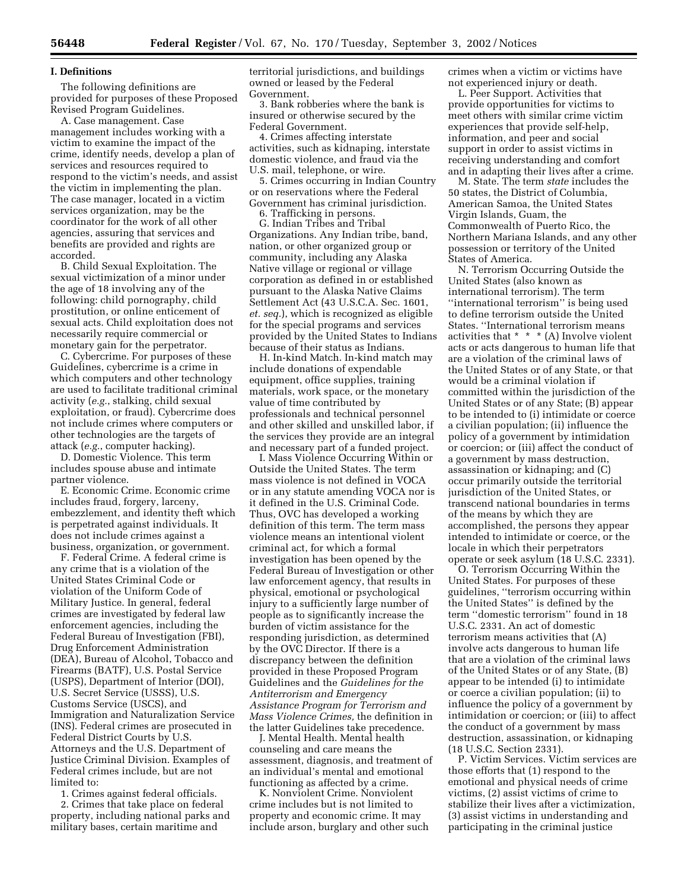## I. Definitions

The following definitions are provided for purposes of these Proposed Revised Program Guidelines.

A. Case management. Case management includes working with a victim to examine the impact of the crime, identify needs, develop a plan of services and resources required to respond to the victim's needs, and assist the victim in implementing the plan. The case manager, located in a victim services organization, may be the coordinator for the work of all other agencies, assuring that services and benefits are provided and rights are accorded.

B. Child Sexual Exploitation. The sexual victimization of a minor under the age of 18 involving any of the following: child pornography, child prostitution, or online enticement of sexual acts. Child exploitation does not necessarily require commercial or monetary gain for the perpetrator.

C. Cybercrime. For purposes of these Guidelines, cybercrime is a crime in which computers and other technology are used to facilitate traditional criminal activity (*e.g.*, stalking, child sexual exploitation, or fraud). Cybercrime does not include crimes where computers or other technologies are the targets of attack (*e.g.*, computer hacking).

D. Domestic Violence. This term includes spouse abuse and intimate partner violence.

E. Economic Crime. Economic crime includes fraud, forgery, larceny, embezzlement, and identity theft which is perpetrated against individuals. It does not include crimes against a business, organization, or government.

F. Federal Crime. A federal crime is any crime that is a violation of the United States Criminal Code or violation of the Uniform Code of Military Justice. In general, federal crimes are investigated by federal law enforcement agencies, including the Federal Bureau of Investigation (FBI), Drug Enforcement Administration (DEA), Bureau of Alcohol, Tobacco and Firearms (BATF), U.S. Postal Service (USPS), Department of Interior (DOI), U.S. Secret Service (USSS), U.S. Customs Service (USCS), and Immigration and Naturalization Service (INS). Federal crimes are prosecuted in Federal District Courts by U.S. Attorneys and the U.S. Department of Justice Criminal Division. Examples of Federal crimes include, but are not limited to:

1. Crimes against federal officials.

2. Crimes that take place on federal property, including national parks and military bases, certain maritime and territorial jurisdictions, and buildings owned or leased by the Federal Government.

3. Bank robberies where the bank is insured or otherwise secured by the Federal Government.

4. Crimes affecting interstate activities, such as kidnaping, interstate domestic violence, and fraud via the U.S. mail, telephone, or wire.

5. Crimes occurring in Indian Country or on reservations where the Federal Government has criminal jurisdiction.

6. Trafficking in persons.

G. Indian Tribes and Tribal Organizations. Any Indian tribe, band, nation, or other organized group or community, including any Alaska Native village or regional or village corporation as defined in or established pursuant to the Alaska Native Claims Settlement Act (43 U.S.C.A. Sec. 1601, *et. seq.*), which is recognized as eligible for the special programs and services provided by the United States to Indians because of their status as Indians.

H. In-kind Match. In-kind match may include donations of expendable equipment, office supplies, training materials, work space, or the monetary value of time contributed by professionals and technical personnel and other skilled and unskilled labor, if the services they provide are an integral and necessary part of a funded project.

I. Mass Violence Occurring Within or Outside the United States. The term mass violence is not defined in VOCA or in any statute amending VOCA nor is it defined in the U.S. Criminal Code. Thus, OVC has developed a working definition of this term. The term mass violence means an intentional violent criminal act, for which a formal investigation has been opened by the Federal Bureau of Investigation or other law enforcement agency, that results in physical, emotional or psychological injury to a sufficiently large number of people as to significantly increase the burden of victim assistance for the responding jurisdiction, as determined by the OVC Director. If there is a discrepancy between the definition provided in these Proposed Program Guidelines and the *Guidelines for the Antiterrorism and Emergency Assistance Program for Terrorism and Mass Violence Crimes,* the definition in the latter Guidelines take precedence.

J. Mental Health. Mental health counseling and care means the assessment, diagnosis, and treatment of an individual's mental and emotional functioning as affected by a crime.

K. Nonviolent Crime. Nonviolent crime includes but is not limited to property and economic crime. It may include arson, burglary and other such crimes when a victim or victims have not experienced injury or death.

L. Peer Support. Activities that provide opportunities for victims to meet others with similar crime victim experiences that provide self-help, information, and peer and social support in order to assist victims in receiving understanding and comfort and in adapting their lives after a crime.

M. State. The term *state* includes the 50 states, the District of Columbia, American Samoa, the United States Virgin Islands, Guam, the Commonwealth of Puerto Rico, the Northern Mariana Islands, and any other possession or territory of the United States of America.

N. Terrorism Occurring Outside the United States (also known as international terrorism). The term ''international terrorism'' is being used to define terrorism outside the United States. ''International terrorism means activities that * * * (A) Involve violent acts or acts dangerous to human life that are a violation of the criminal laws of the United States or of any State, or that would be a criminal violation if committed within the jurisdiction of the United States or of any State; (B) appear to be intended to (i) intimidate or coerce a civilian population; (ii) influence the policy of a government by intimidation or coercion; or (iii) affect the conduct of a government by mass destruction, assassination or kidnaping; and (C) occur primarily outside the territorial jurisdiction of the United States, or transcend national boundaries in terms of the means by which they are accomplished, the persons they appear intended to intimidate or coerce, or the locale in which their perpetrators operate or seek asylum (18 U.S.C. 2331).

O. Terrorism Occurring Within the United States. For purposes of these guidelines, ''terrorism occurring within the United States'' is defined by the term ''domestic terrorism'' found in 18 U.S.C. 2331. An act of domestic terrorism means activities that (A) involve acts dangerous to human life that are a violation of the criminal laws of the United States or of any State, (B) appear to be intended (i) to intimidate or coerce a civilian population; (ii) to influence the policy of a government by intimidation or coercion; or (iii) to affect the conduct of a government by mass destruction, assassination, or kidnaping (18 U.S.C. Section 2331).

P. Victim Services. Victim services are those efforts that (1) respond to the emotional and physical needs of crime victims, (2) assist victims of crime to stabilize their lives after a victimization, (3) assist victims in understanding and participating in the criminal justice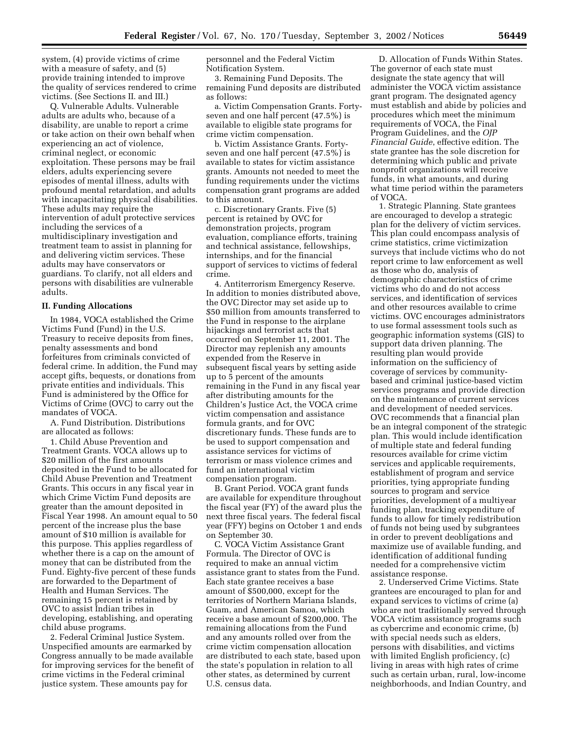system, (4) provide victims of crime with a measure of safety, and (5) provide training intended to improve the quality of services rendered to crime victims. (See Sections II. and III.)

Q. Vulnerable Adults. Vulnerable adults are adults who, because of a disability, are unable to report a crime or take action on their own behalf when experiencing an act of violence, criminal neglect, or economic exploitation. These persons may be frail elders, adults experiencing severe episodes of mental illness, adults with profound mental retardation, and adults with incapacitating physical disabilities. These adults may require the intervention of adult protective services including the services of a multidisciplinary investigation and treatment team to assist in planning for and delivering victim services. These adults may have conservators or guardians. To clarify, not all elders and persons with disabilities are vulnerable adults.

## II. Funding Allocations

In 1984, VOCA established the Crime Victims Fund (Fund) in the U.S. Treasury to receive deposits from fines, penalty assessments and bond forfeitures from criminals convicted of federal crime. In addition, the Fund may accept gifts, bequests, or donations from private entities and individuals. This Fund is administered by the Office for Victims of Crime (OVC) to carry out the mandates of VOCA.

A. Fund Distribution. Distributions are allocated as follows:

1. Child Abuse Prevention and Treatment Grants. VOCA allows up to $20 million of the first amounts deposited in the Fund to be allocated for Child Abuse Prevention and Treatment Grants. This occurs in any fiscal year in which Crime Victim Fund deposits are greater than the amount deposited in Fiscal Year 1998. An amount equal to 50 percent of the increase plus the base amount of $10 million is available for this purpose. This applies regardless of whether there is a cap on the amount of money that can be distributed from the Fund. Eighty-five percent of these funds are forwarded to the Department of Health and Human Services. The remaining 15 percent is retained by OVC to assist Indian tribes in developing, establishing, and operating child abuse programs.

2. Federal Criminal Justice System. Unspecified amounts are earmarked by Congress annually to be made available for improving services for the benefit of crime victims in the Federal criminal justice system. These amounts pay for personnel and the Federal Victim Notification System.

3. Remaining Fund Deposits. The remaining Fund deposits are distributed as follows:

a. Victim Compensation Grants. Forty-seven and one half percent (47.5%) is available to eligible state programs for crime victim compensation.

b. Victim Assistance Grants. Forty-seven and one half percent (47.5%) is available to states for victim assistance grants. Amounts not needed to meet the funding requirements under the victims compensation grant programs are added to this amount.

c. Discretionary Grants. Five (5) percent is retained by OVC for demonstration projects, program evaluation, compliance efforts, training and technical assistance, fellowships, internships, and for the financial support of services to victims of federal crime.

4. Antiterrorism Emergency Reserve. In addition to monies distributed above, the OVC Director may set aside up to $50 million from amounts transferred to the Fund in response to the airplane hijackings and terrorist acts that occurred on September 11, 2001. The Director may replenish any amounts expended from the Reserve in subsequent fiscal years by setting aside up to 5 percent of the amounts remaining in the Fund in any fiscal year after distributing amounts for the Children's Justice Act, the VOCA crime victim compensation and assistance formula grants, and for OVC discretionary funds. These funds are to be used to support compensation and assistance services for victims of terrorism or mass violence crimes and fund an international victim compensation program.

B. Grant Period. VOCA grant funds are available for expenditure throughout the fiscal year (FY) of the award plus the next three fiscal years. The federal fiscal year (FFY) begins on October 1 and ends on September 30.

C. VOCA Victim Assistance Grant Formula. The Director of OVC is required to make an annual victim assistance grant to states from the Fund. Each state grantee receives a base amount of $500,000, except for the territories of Northern Mariana Islands, Guam, and American Samoa, which receive a base amount of $200,000. The remaining allocations from the Fund and any amounts rolled over from the crime victim compensation allocation are distributed to each state, based upon the state's population in relation to all other states, as determined by current U.S. census data.

D. Allocation of Funds Within States. The governor of each state must designate the state agency that will administer the VOCA victim assistance grant program. The designated agency must establish and abide by policies and procedures which meet the minimum requirements of VOCA, the Final Program Guidelines, and the *OJP Financial Guide*, effective edition. The state grantee has the sole discretion for determining which public and private nonprofit organizations will receive funds, in what amounts, and during what time period within the parameters of VOCA.

1. Strategic Planning. State grantees are encouraged to develop a strategic plan for the delivery of victim services. This plan could encompass analysis of crime statistics, crime victimization surveys that include victims who do not report crime to law enforcement as well as those who do, analysis of demographic characteristics of crime victims who do and do not access services, and identification of services and other resources available to crime victims. OVC encourages administrators to use formal assessment tools such as geographic information systems (GIS) to support data driven planning. The resulting plan would provide information on the sufficiency of coverage of services by community-based and criminal justice-based victim services programs and provide direction on the maintenance of current services and development of needed services. OVC recommends that a financial plan be an integral component of the strategic plan. This would include identification of multiple state and federal funding resources available for crime victim services and applicable requirements, establishment of program and service priorities, tying appropriate funding sources to program and service priorities, development of a multiyear funding plan, tracking expenditure of funds to allow for timely redistribution of funds not being used by subgrantees in order to prevent deobligations and maximize use of available funding, and identification of additional funding needed for a comprehensive victim assistance response.

2. Underserved Crime Victims. State grantees are encouraged to plan for and expand services to victims of crime (a) who are not traditionally served through VOCA victim assistance programs such as cybercrime and economic crime, (b) with special needs such as elders, persons with disabilities, and victims with limited English proficiency, (c) living in areas with high rates of crime such as certain urban, rural, low-income neighborhoods, and Indian Country, and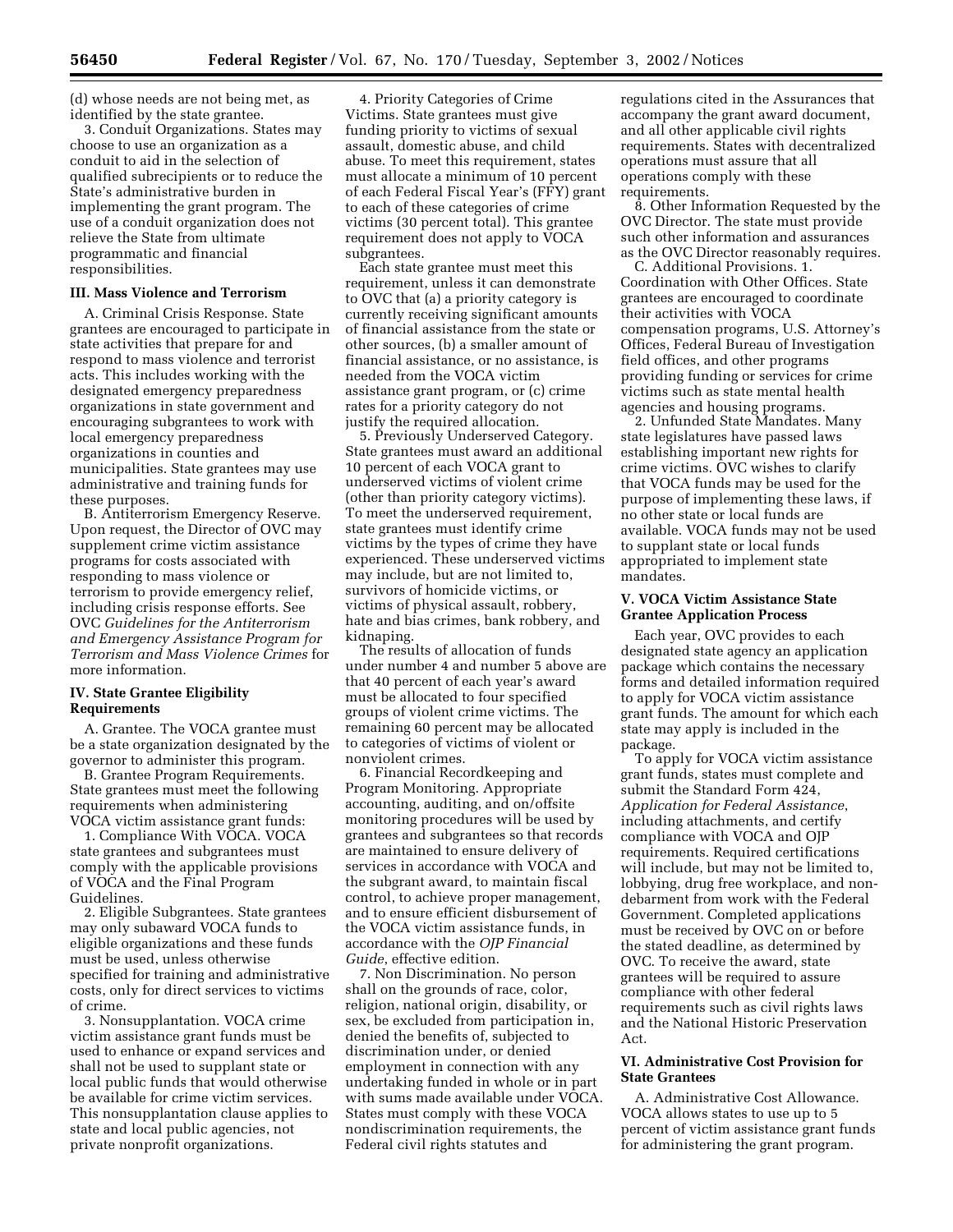(d) whose needs are not being met, as identified by the state grantee.

3. Conduit Organizations. States may choose to use an organization as a conduit to aid in the selection of qualified subrecipients or to reduce the State's administrative burden in implementing the grant program. The use of a conduit organization does not relieve the State from ultimate programmatic and financial responsibilities.

### III. Mass Violence and Terrorism

A. Criminal Crisis Response. State grantees are encouraged to participate in state activities that prepare for and respond to mass violence and terrorist acts. This includes working with the designated emergency preparedness organizations in state government and encouraging subgrantees to work with local emergency preparedness organizations in counties and municipalities. State grantees may use administrative and training funds for these purposes.

B. Antiterrorism Emergency Reserve. Upon request, the Director of OVC may supplement crime victim assistance programs for costs associated with responding to mass violence or terrorism to provide emergency relief, including crisis response efforts. See OVC *Guidelines for the Antiterrorism and Emergency Assistance Program for Terrorism and Mass Violence Crimes* for more information.

### IV. State Grantee Eligibility Requirements

A. Grantee. The VOCA grantee must be a state organization designated by the governor to administer this program.

B. Grantee Program Requirements. State grantees must meet the following requirements when administering VOCA victim assistance grant funds:

1. Compliance With VOCA. VOCA state grantees and subgrantees must comply with the applicable provisions of VOCA and the Final Program Guidelines.

2. Eligible Subgrantees. State grantees may only subaward VOCA funds to eligible organizations and these funds must be used, unless otherwise specified for training and administrative costs, only for direct services to victims of crime.

3. Nonsupplantation. VOCA crime victim assistance grant funds must be used to enhance or expand services and shall not be used to supplant state or local public funds that would otherwise be available for crime victim services. This nonsupplantation clause applies to state and local public agencies, not private nonprofit organizations.

4. Priority Categories of Crime Victims. State grantees must give funding priority to victims of sexual assault, domestic abuse, and child abuse. To meet this requirement, states must allocate a minimum of 10 percent of each Federal Fiscal Year's (FFY) grant to each of these categories of crime victims (30 percent total). This grantee requirement does not apply to VOCA subgrantees.

Each state grantee must meet this requirement, unless it can demonstrate to OVC that (a) a priority category is currently receiving significant amounts of financial assistance from the state or other sources, (b) a smaller amount of financial assistance, or no assistance, is needed from the VOCA victim assistance grant program, or (c) crime rates for a priority category do not justify the required allocation.

5. Previously Underserved Category. State grantees must award an additional 10 percent of each VOCA grant to underserved victims of violent crime (other than priority category victims). To meet the underserved requirement, state grantees must identify crime victims by the types of crime they have experienced. These underserved victims may include, but are not limited to, survivors of homicide victims, or victims of physical assault, robbery, hate and bias crimes, bank robbery, and kidnaping.

The results of allocation of funds under number 4 and number 5 above are that 40 percent of each year's award must be allocated to four specified groups of violent crime victims. The remaining 60 percent may be allocated to categories of victims of violent or nonviolent crimes.

6. Financial Recordkeeping and Program Monitoring. Appropriate accounting, auditing, and on/offsite monitoring procedures will be used by grantees and subgrantees so that records are maintained to ensure delivery of services in accordance with VOCA and the subgrant award, to maintain fiscal control, to achieve proper management, and to ensure efficient disbursement of the VOCA victim assistance funds, in accordance with the *OJP Financial Guide*, effective edition.

7. Non Discrimination. No person shall on the grounds of race, color, religion, national origin, disability, or sex, be excluded from participation in, denied the benefits of, subjected to discrimination under, or denied employment in connection with any undertaking funded in whole or in part with sums made available under VOCA. States must comply with these VOCA nondiscrimination requirements, the Federal civil rights statutes and regulations cited in the Assurances that accompany the grant award document, and all other applicable civil rights requirements. States with decentralized operations must assure that all operations comply with these requirements.

8. Other Information Requested by the OVC Director. The state must provide such other information and assurances as the OVC Director reasonably requires.

C. Additional Provisions. 1. Coordination with Other Offices. State grantees are encouraged to coordinate their activities with VOCA compensation programs, U.S. Attorney's Offices, Federal Bureau of Investigation field offices, and other programs providing funding or services for crime victims such as state mental health agencies and housing programs.

2. Unfunded State Mandates. Many state legislatures have passed laws establishing important new rights for crime victims. OVC wishes to clarify that VOCA funds may be used for the purpose of implementing these laws, if no other state or local funds are available. VOCA funds may not be used to supplant state or local funds appropriated to implement state mandates.

### V. VOCA Victim Assistance State Grantee Application Process

Each year, OVC provides to each designated state agency an application package which contains the necessary forms and detailed information required to apply for VOCA victim assistance grant funds. The amount for which each state may apply is included in the package.

To apply for VOCA victim assistance grant funds, states must complete and submit the Standard Form 424, *Application for Federal Assistance*, including attachments, and certify compliance with VOCA and OJP requirements. Required certifications will include, but may not be limited to, lobbying, drug free workplace, and non-debarment from work with the Federal Government. Completed applications must be received by OVC on or before the stated deadline, as determined by OVC. To receive the award, state grantees will be required to assure compliance with other federal requirements such as civil rights laws and the National Historic Preservation Act.

### VI. Administrative Cost Provision for State Grantees

A. Administrative Cost Allowance. VOCA allows states to use up to 5 percent of victim assistance grant funds for administering the grant program.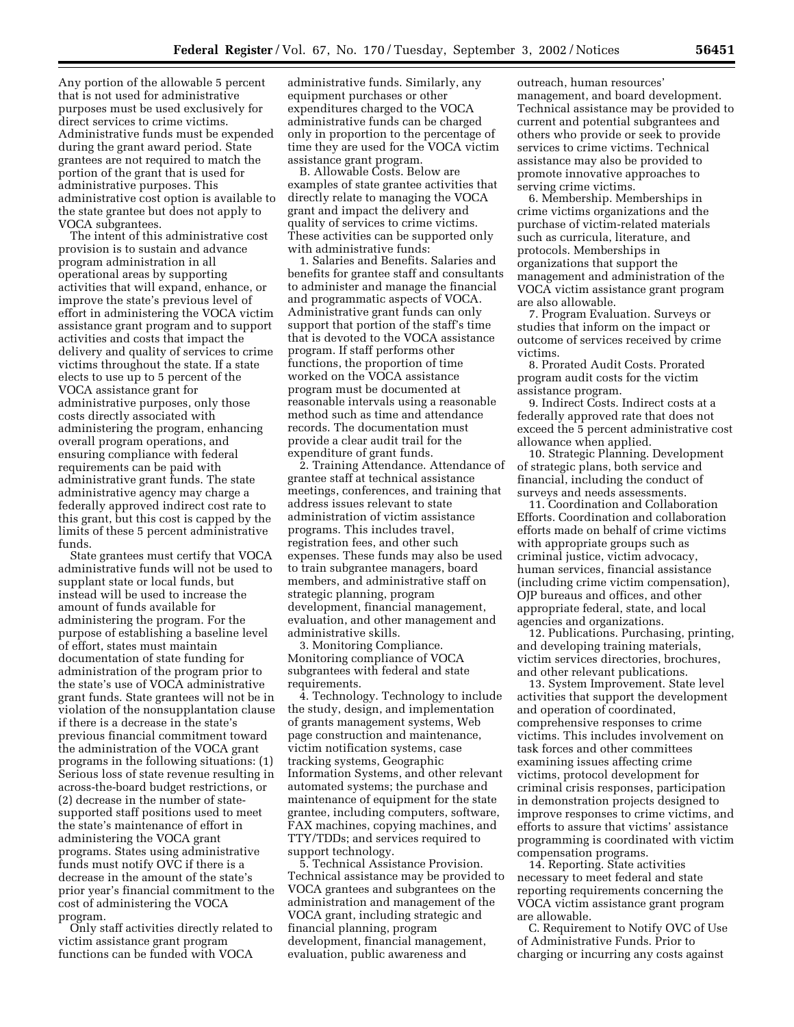Any portion of the allowable 5 percent that is not used for administrative purposes must be used exclusively for direct services to crime victims. Administrative funds must be expended during the grant award period. State grantees are not required to match the portion of the grant that is used for administrative purposes. This administrative cost option is available to the state grantee but does not apply to VOCA subgrantees.

The intent of this administrative cost provision is to sustain and advance program administration in all operational areas by supporting activities that will expand, enhance, or improve the state's previous level of effort in administering the VOCA victim assistance grant program and to support activities and costs that impact the delivery and quality of services to crime victims throughout the state. If a state elects to use up to 5 percent of the VOCA assistance grant for administrative purposes, only those costs directly associated with administering the program, enhancing overall program operations, and ensuring compliance with federal requirements can be paid with administrative grant funds. The state administrative agency may charge a federally approved indirect cost rate to this grant, but this cost is capped by the limits of these 5 percent administrative funds.

State grantees must certify that VOCA administrative funds will not be used to supplant state or local funds, but instead will be used to increase the amount of funds available for administering the program. For the purpose of establishing a baseline level of effort, states must maintain documentation of state funding for administration of the program prior to the state's use of VOCA administrative grant funds. State grantees will not be in violation of the nonsupplantation clause if there is a decrease in the state's previous financial commitment toward the administration of the VOCA grant programs in the following situations: (1) Serious loss of state revenue resulting in across-the-board budget restrictions, or (2) decrease in the number of state-supported staff positions used to meet the state's maintenance of effort in administering the VOCA grant programs. States using administrative funds must notify OVC if there is a decrease in the amount of the state's prior year's financial commitment to the cost of administering the VOCA program.

Only staff activities directly related to victim assistance grant program functions can be funded with VOCA administrative funds. Similarly, any equipment purchases or other expenditures charged to the VOCA administrative funds can be charged only in proportion to the percentage of time they are used for the VOCA victim assistance grant program.

B. Allowable Costs. Below are examples of state grantee activities that directly relate to managing the VOCA grant and impact the delivery and quality of services to crime victims. These activities can be supported only with administrative funds:

1. Salaries and Benefits. Salaries and benefits for grantee staff and consultants to administer and manage the financial and programmatic aspects of VOCA. Administrative grant funds can only support that portion of the staff's time that is devoted to the VOCA assistance program. If staff performs other functions, the proportion of time worked on the VOCA assistance program must be documented at reasonable intervals using a reasonable method such as time and attendance records. The documentation must provide a clear audit trail for the expenditure of grant funds.

2. Training Attendance. Attendance of grantee staff at technical assistance meetings, conferences, and training that address issues relevant to state administration of victim assistance programs. This includes travel, registration fees, and other such expenses. These funds may also be used to train subgrantee managers, board members, and administrative staff on strategic planning, program development, financial management, evaluation, and other management and administrative skills.

3. Monitoring Compliance. Monitoring compliance of VOCA subgrantees with federal and state requirements.

4. Technology. Technology to include the study, design, and implementation of grants management systems, Web page construction and maintenance, victim notification systems, case tracking systems, Geographic Information Systems, and other relevant automated systems; the purchase and maintenance of equipment for the state grantee, including computers, software, FAX machines, copying machines, and TTY/TDDs; and services required to support technology.

5. Technical Assistance Provision. Technical assistance may be provided to VOCA grantees and subgrantees on the administration and management of the VOCA grant, including strategic and financial planning, program development, financial management, evaluation, public awareness and outreach, human resources' management, and board development. Technical assistance may be provided to current and potential subgrantees and others who provide or seek to provide services to crime victims. Technical assistance may also be provided to promote innovative approaches to serving crime victims.

6. Membership. Memberships in crime victims organizations and the purchase of victim-related materials such as curricula, literature, and protocols. Memberships in organizations that support the management and administration of the VOCA victim assistance grant program are also allowable.

7. Program Evaluation. Surveys or studies that inform on the impact or outcome of services received by crime victims.

8. Prorated Audit Costs. Prorated program audit costs for the victim assistance program.

9. Indirect Costs. Indirect costs at a federally approved rate that does not exceed the 5 percent administrative cost allowance when applied.

10. Strategic Planning. Development of strategic plans, both service and financial, including the conduct of surveys and needs assessments.

11. Coordination and Collaboration Efforts. Coordination and collaboration efforts made on behalf of crime victims with appropriate groups such as criminal justice, victim advocacy, human services, financial assistance (including crime victim compensation), OJP bureaus and offices, and other appropriate federal, state, and local agencies and organizations.

12. Publications. Purchasing, printing, and developing training materials, victim services directories, brochures, and other relevant publications.

13. System Improvement. State level activities that support the development and operation of coordinated, comprehensive responses to crime victims. This includes involvement on task forces and other committees examining issues affecting crime victims, protocol development for criminal crisis responses, participation in demonstration projects designed to improve responses to crime victims, and efforts to assure that victims' assistance programming is coordinated with victim compensation programs.

14. Reporting. State activities necessary to meet federal and state reporting requirements concerning the VOCA victim assistance grant program are allowable.

C. Requirement to Notify OVC of Use of Administrative Funds. Prior to charging or incurring any costs against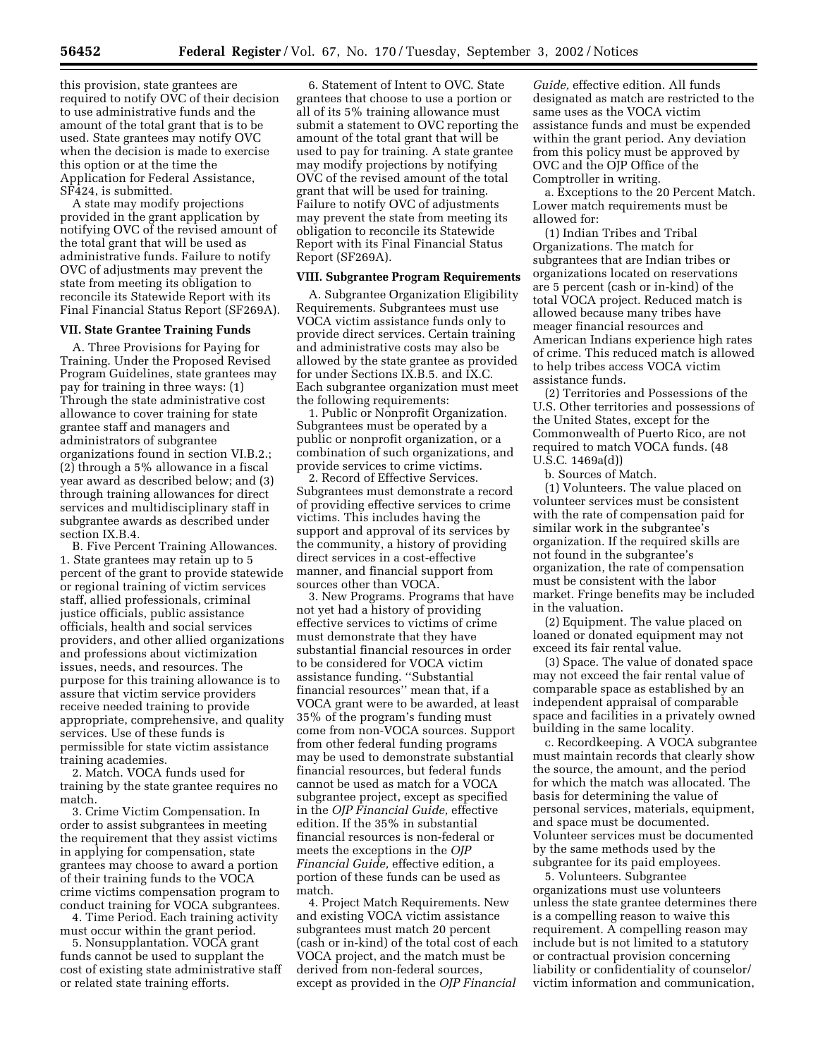this provision, state grantees are required to notify OVC of their decision to use administrative funds and the amount of the total grant that is to be used. State grantees may notify OVC when the decision is made to exercise this option or at the time the Application for Federal Assistance, SF424, is submitted.

A state may modify projections provided in the grant application by notifying OVC of the revised amount of the total grant that will be used as administrative funds. Failure to notify OVC of adjustments may prevent the state from meeting its obligation to reconcile its Statewide Report with its Final Financial Status Report (SF269A).

### VII. State Grantee Training Funds

A. Three Provisions for Paying for Training. Under the Proposed Revised Program Guidelines, state grantees may pay for training in three ways: (1) Through the state administrative cost allowance to cover training for state grantee staff and managers and administrators of subgrantee organizations found in section VI.B.2.; (2) through a 5% allowance in a fiscal year award as described below; and (3) through training allowances for direct services and multidisciplinary staff in subgrantee awards as described under section IX.B.4.

B. Five Percent Training Allowances. 1. State grantees may retain up to 5 percent of the grant to provide statewide or regional training of victim services staff, allied professionals, criminal justice officials, public assistance officials, health and social services providers, and other allied organizations and professions about victimization issues, needs, and resources. The purpose for this training allowance is to assure that victim service providers receive needed training to provide appropriate, comprehensive, and quality services. Use of these funds is permissible for state victim assistance training academies.

2. Match. VOCA funds used for training by the state grantee requires no match.

3. Crime Victim Compensation. In order to assist subgrantees in meeting the requirement that they assist victims in applying for compensation, state grantees may choose to award a portion of their training funds to the VOCA crime victims compensation program to conduct training for VOCA subgrantees.

4. Time Period. Each training activity must occur within the grant period.

5. Nonsupplantation. VOCA grant funds cannot be used to supplant the cost of existing state administrative staff or related state training efforts.

6. Statement of Intent to OVC. State grantees that choose to use a portion or all of its 5% training allowance must submit a statement to OVC reporting the amount of the total grant that will be used to pay for training. A state grantee may modify projections by notifying OVC of the revised amount of the total grant that will be used for training. Failure to notify OVC of adjustments may prevent the state from meeting its obligation to reconcile its Statewide Report with its Final Financial Status Report (SF269A).

### VIII. Subgrantee Program Requirements

A. Subgrantee Organization Eligibility Requirements. Subgrantees must use VOCA victim assistance funds only to provide direct services. Certain training and administrative costs may also be allowed by the state grantee as provided for under Sections IX.B.5. and IX.C. Each subgrantee organization must meet the following requirements:

1. Public or Nonprofit Organization. Subgrantees must be operated by a public or nonprofit organization, or a combination of such organizations, and provide services to crime victims.

2. Record of Effective Services. Subgrantees must demonstrate a record of providing effective services to crime victims. This includes having the support and approval of its services by the community, a history of providing direct services in a cost-effective manner, and financial support from sources other than VOCA.

3. New Programs. Programs that have not yet had a history of providing effective services to victims of crime must demonstrate that they have substantial financial resources in order to be considered for VOCA victim assistance funding. "Substantial financial resources" mean that, if a VOCA grant were to be awarded, at least 35% of the program's funding must come from non-VOCA sources. Support from other federal funding programs may be used to demonstrate substantial financial resources, but federal funds cannot be used as match for a VOCA subgrantee project, except as specified in the *OJP Financial Guide,* effective edition. If the 35% in substantial financial resources is non-federal or meets the exceptions in the *OJP Financial Guide,* effective edition, a portion of these funds can be used as match.

4. Project Match Requirements. New and existing VOCA victim assistance subgrantees must match 20 percent (cash or in-kind) of the total cost of each VOCA project, and the match must be derived from non-federal sources, except as provided in the *OJP Financial Guide,* effective edition. All funds designated as match are restricted to the same uses as the VOCA victim assistance funds and must be expended within the grant period. Any deviation from this policy must be approved by OVC and the OJP Office of the Comptroller in writing.

a. Exceptions to the 20 Percent Match. Lower match requirements must be allowed for:

(1) Indian Tribes and Tribal Organizations. The match for subgrantees that are Indian tribes or organizations located on reservations are 5 percent (cash or in-kind) of the total VOCA project. Reduced match is allowed because many tribes have meager financial resources and American Indians experience high rates of crime. This reduced match is allowed to help tribes access VOCA victim assistance funds.

(2) Territories and Possessions of the U.S. Other territories and possessions of the United States, except for the Commonwealth of Puerto Rico, are not required to match VOCA funds. (48 U.S.C. 1469a(d))

b. Sources of Match.

(1) Volunteers. The value placed on volunteer services must be consistent with the rate of compensation paid for similar work in the subgrantee's organization. If the required skills are not found in the subgrantee's organization, the rate of compensation must be consistent with the labor market. Fringe benefits may be included in the valuation.

(2) Equipment. The value placed on loaned or donated equipment may not exceed its fair rental value.

(3) Space. The value of donated space may not exceed the fair rental value of comparable space as established by an independent appraisal of comparable space and facilities in a privately owned building in the same locality.

c. Recordkeeping. A VOCA subgrantee must maintain records that clearly show the source, the amount, and the period for which the match was allocated. The basis for determining the value of personal services, materials, equipment, and space must be documented. Volunteer services must be documented by the same methods used by the subgrantee for its paid employees.

5. Volunteers. Subgrantee organizations must use volunteers unless the state grantee determines there is a compelling reason to waive this requirement. A compelling reason may include but is not limited to a statutory or contractual provision concerning liability or confidentiality of counselor/victim information and communication,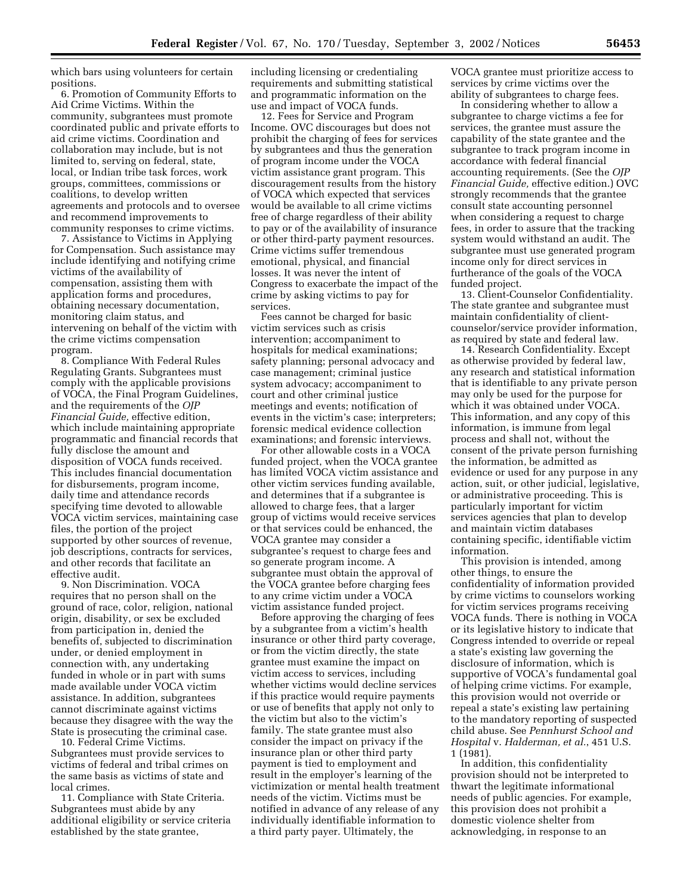which bars using volunteers for certain positions.

6. Promotion of Community Efforts to Aid Crime Victims. Within the community, subgrantees must promote coordinated public and private efforts to aid crime victims. Coordination and collaboration may include, but is not limited to, serving on federal, state, local, or Indian tribe task forces, work groups, committees, commissions or coalitions, to develop written agreements and protocols and to oversee and recommend improvements to community responses to crime victims.

7. Assistance to Victims in Applying for Compensation. Such assistance may include identifying and notifying crime victims of the availability of compensation, assisting them with application forms and procedures, obtaining necessary documentation, monitoring claim status, and intervening on behalf of the victim with the crime victims compensation program.

8. Compliance With Federal Rules Regulating Grants. Subgrantees must comply with the applicable provisions of VOCA, the Final Program Guidelines, and the requirements of the *OJP Financial Guide,* effective edition, which include maintaining appropriate programmatic and financial records that fully disclose the amount and disposition of VOCA funds received. This includes financial documentation for disbursements, program income, daily time and attendance records specifying time devoted to allowable VOCA victim services, maintaining case files, the portion of the project supported by other sources of revenue, job descriptions, contracts for services, and other records that facilitate an effective audit.

9. Non Discrimination. VOCA requires that no person shall on the ground of race, color, religion, national origin, disability, or sex be excluded from participation in, denied the benefits of, subjected to discrimination under, or denied employment in connection with, any undertaking funded in whole or in part with sums made available under VOCA victim assistance. In addition, subgrantees cannot discriminate against victims because they disagree with the way the State is prosecuting the criminal case.

10. Federal Crime Victims. Subgrantees must provide services to victims of federal and tribal crimes on the same basis as victims of state and local crimes.

11. Compliance with State Criteria. Subgrantees must abide by any additional eligibility or service criteria established by the state grantee, including licensing or credentialing requirements and submitting statistical and programmatic information on the use and impact of VOCA funds.

12. Fees for Service and Program Income. OVC discourages but does not prohibit the charging of fees for services by subgrantees and thus the generation of program income under the VOCA victim assistance grant program. This discouragement results from the history of VOCA which expected that services would be available to all crime victims free of charge regardless of their ability to pay or of the availability of insurance or other third-party payment resources. Crime victims suffer tremendous emotional, physical, and financial losses. It was never the intent of Congress to exacerbate the impact of the crime by asking victims to pay for services.

Fees cannot be charged for basic victim services such as crisis intervention; accompaniment to hospitals for medical examinations; safety planning; personal advocacy and case management; criminal justice system advocacy; accompaniment to court and other criminal justice meetings and events; notification of events in the victim's case; interpreters; forensic medical evidence collection examinations; and forensic interviews.

For other allowable costs in a VOCA funded project, when the VOCA grantee has limited VOCA victim assistance and other victim services funding available, and determines that if a subgrantee is allowed to charge fees, that a larger group of victims would receive services or that services could be enhanced, the VOCA grantee may consider a subgrantee's request to charge fees and so generate program income. A subgrantee must obtain the approval of the VOCA grantee before charging fees to any crime victim under a VOCA victim assistance funded project.

Before approving the charging of fees by a subgrantee from a victim's health insurance or other third party coverage, or from the victim directly, the state grantee must examine the impact on victim access to services, including whether victims would decline services if this practice would require payments or use of benefits that apply not only to the victim but also to the victim's family. The state grantee must also consider the impact on privacy if the insurance plan or other third party payment is tied to employment and result in the employer's learning of the victimization or mental health treatment needs of the victim. Victims must be notified in advance of any release of any individually identifiable information to a third party payer. Ultimately, the VOCA grantee must prioritize access to services by crime victims over the ability of subgrantees to charge fees.

In considering whether to allow a subgrantee to charge victims a fee for services, the grantee must assure the capability of the state grantee and the subgrantee to track program income in accordance with federal financial accounting requirements. (See the *OJP Financial Guide,* effective edition.) OVC strongly recommends that the grantee consult state accounting personnel when considering a request to charge fees, in order to assure that the tracking system would withstand an audit. The subgrantee must use generated program income only for direct services in furtherance of the goals of the VOCA funded project.

13. Client-Counselor Confidentiality. The state grantee and subgrantee must maintain confidentiality of client-counselor/service provider information, as required by state and federal law.

14. Research Confidentiality. Except as otherwise provided by federal law, any research and statistical information that is identifiable to any private person may only be used for the purpose for which it was obtained under VOCA. This information, and any copy of this information, is immune from legal process and shall not, without the consent of the private person furnishing the information, be admitted as evidence or used for any purpose in any action, suit, or other judicial, legislative, or administrative proceeding. This is particularly important for victim services agencies that plan to develop and maintain victim databases containing specific, identifiable victim information.

This provision is intended, among other things, to ensure the confidentiality of information provided by crime victims to counselors working for victim services programs receiving VOCA funds. There is nothing in VOCA or its legislative history to indicate that Congress intended to override or repeal a state's existing law governing the disclosure of information, which is supportive of VOCA's fundamental goal of helping crime victims. For example, this provision would not override or repeal a state's existing law pertaining to the mandatory reporting of suspected child abuse. See *Pennhurst School and Hospital* v. *Halderman, et al.*, 451 U.S. 1 (1981).

In addition, this confidentiality provision should not be interpreted to thwart the legitimate informational needs of public agencies. For example, this provision does not prohibit a domestic violence shelter from acknowledging, in response to an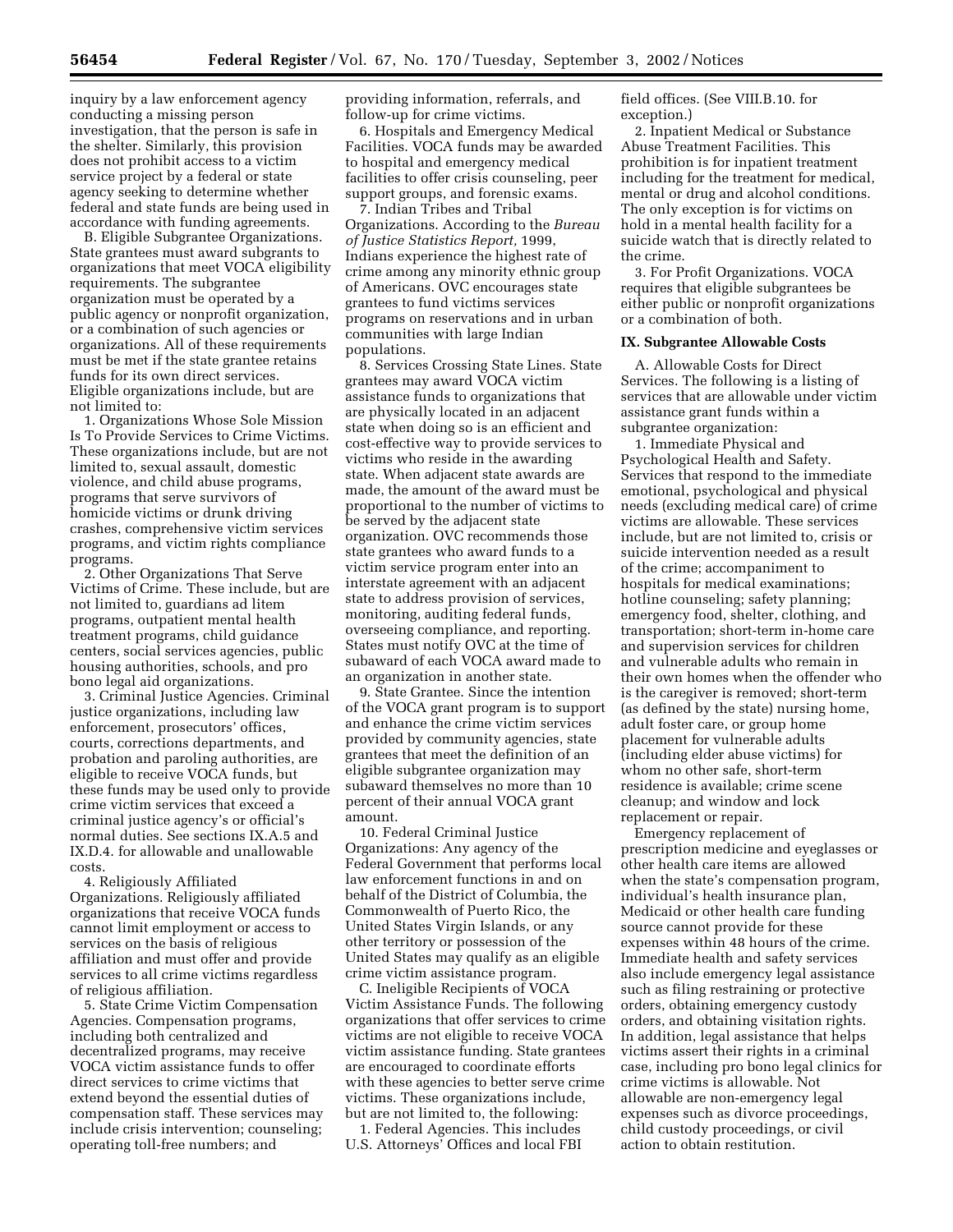inquiry by a law enforcement agency conducting a missing person investigation, that the person is safe in the shelter. Similarly, this provision does not prohibit access to a victim service project by a federal or state agency seeking to determine whether federal and state funds are being used in accordance with funding agreements.

B. Eligible Subgrantee Organizations. State grantees must award subgrants to organizations that meet VOCA eligibility requirements. The subgrantee organization must be operated by a public agency or nonprofit organization, or a combination of such agencies or organizations. All of these requirements must be met if the state grantee retains funds for its own direct services. Eligible organizations include, but are not limited to:

1. Organizations Whose Sole Mission Is To Provide Services to Crime Victims. These organizations include, but are not limited to, sexual assault, domestic violence, and child abuse programs, programs that serve survivors of homicide victims or drunk driving crashes, comprehensive victim services programs, and victim rights compliance programs.

2. Other Organizations That Serve Victims of Crime. These include, but are not limited to, guardians ad litem programs, outpatient mental health treatment programs, child guidance centers, social services agencies, public housing authorities, schools, and pro bono legal aid organizations.

3. Criminal Justice Agencies. Criminal justice organizations, including law enforcement, prosecutors' offices, courts, corrections departments, and probation and paroling authorities, are eligible to receive VOCA funds, but these funds may be used only to provide crime victim services that exceed a criminal justice agency's or official's normal duties. See sections IX.A.5 and IX.D.4. for allowable and unallowable costs.

4. Religiously Affiliated Organizations. Religiously affiliated organizations that receive VOCA funds cannot limit employment or access to services on the basis of religious affiliation and must offer and provide services to all crime victims regardless of religious affiliation.

5. State Crime Victim Compensation Agencies. Compensation programs, including both centralized and decentralized programs, may receive VOCA victim assistance funds to offer direct services to crime victims that extend beyond the essential duties of compensation staff. These services may include crisis intervention; counseling; operating toll-free numbers; and providing information, referrals, and follow-up for crime victims.

6. Hospitals and Emergency Medical Facilities. VOCA funds may be awarded to hospital and emergency medical facilities to offer crisis counseling, peer support groups, and forensic exams.

7. Indian Tribes and Tribal Organizations. According to the *Bureau of Justice Statistics Report,* 1999, Indians experience the highest rate of crime among any minority ethnic group of Americans. OVC encourages state grantees to fund victims services programs on reservations and in urban communities with large Indian populations.

8. Services Crossing State Lines. State grantees may award VOCA victim assistance funds to organizations that are physically located in an adjacent state when doing so is an efficient and cost-effective way to provide services to victims who reside in the awarding state. When adjacent state awards are made, the amount of the award must be proportional to the number of victims to be served by the adjacent state organization. OVC recommends those state grantees who award funds to a victim service program enter into an interstate agreement with an adjacent state to address provision of services, monitoring, auditing federal funds, overseeing compliance, and reporting. States must notify OVC at the time of subaward of each VOCA award made to an organization in another state.

9. State Grantee. Since the intention of the VOCA grant program is to support and enhance the crime victim services provided by community agencies, state grantees that meet the definition of an eligible subgrantee organization may subaward themselves no more than 10 percent of their annual VOCA grant amount.

10. Federal Criminal Justice Organizations: Any agency of the Federal Government that performs local law enforcement functions in and on behalf of the District of Columbia, the Commonwealth of Puerto Rico, the United States Virgin Islands, or any other territory or possession of the United States may qualify as an eligible crime victim assistance program.

C. Ineligible Recipients of VOCA Victim Assistance Funds. The following organizations that offer services to crime victims are not eligible to receive VOCA victim assistance funding. State grantees are encouraged to coordinate efforts with these agencies to better serve crime victims. These organizations include, but are not limited to, the following:

1. Federal Agencies. This includes U.S. Attorneys' Offices and local FBI field offices. (See VIII.B.10. for exception.)

2. Inpatient Medical or Substance Abuse Treatment Facilities. This prohibition is for inpatient treatment including for the treatment for medical, mental or drug and alcohol conditions. The only exception is for victims on hold in a mental health facility for a suicide watch that is directly related to the crime.

3. For Profit Organizations. VOCA requires that eligible subgrantees be either public or nonprofit organizations or a combination of both.

**IX. Subgrantee Allowable Costs**

A. Allowable Costs for Direct Services. The following is a listing of services that are allowable under victim assistance grant funds within a subgrantee organization:

1. Immediate Physical and Psychological Health and Safety. Services that respond to the immediate emotional, psychological and physical needs (excluding medical care) of crime victims are allowable. These services include, but are not limited to, crisis or suicide intervention needed as a result of the crime; accompaniment to hospitals for medical examinations; hotline counseling; safety planning; emergency food, shelter, clothing, and transportation; short-term in-home care and supervision services for children and vulnerable adults who remain in their own homes when the offender who is the caregiver is removed; short-term (as defined by the state) nursing home, adult foster care, or group home placement for vulnerable adults (including elder abuse victims) for whom no other safe, short-term residence is available; crime scene cleanup; and window and lock replacement or repair.

Emergency replacement of prescription medicine and eyeglasses or other health care items are allowed when the state's compensation program, individual's health insurance plan, Medicaid or other health care funding source cannot provide for these expenses within 48 hours of the crime. Immediate health and safety services also include emergency legal assistance such as filing restraining or protective orders, obtaining emergency custody orders, and obtaining visitation rights. In addition, legal assistance that helps victims assert their rights in a criminal case, including pro bono legal clinics for crime victims is allowable. Not allowable are non-emergency legal expenses such as divorce proceedings, child custody proceedings, or civil action to obtain restitution.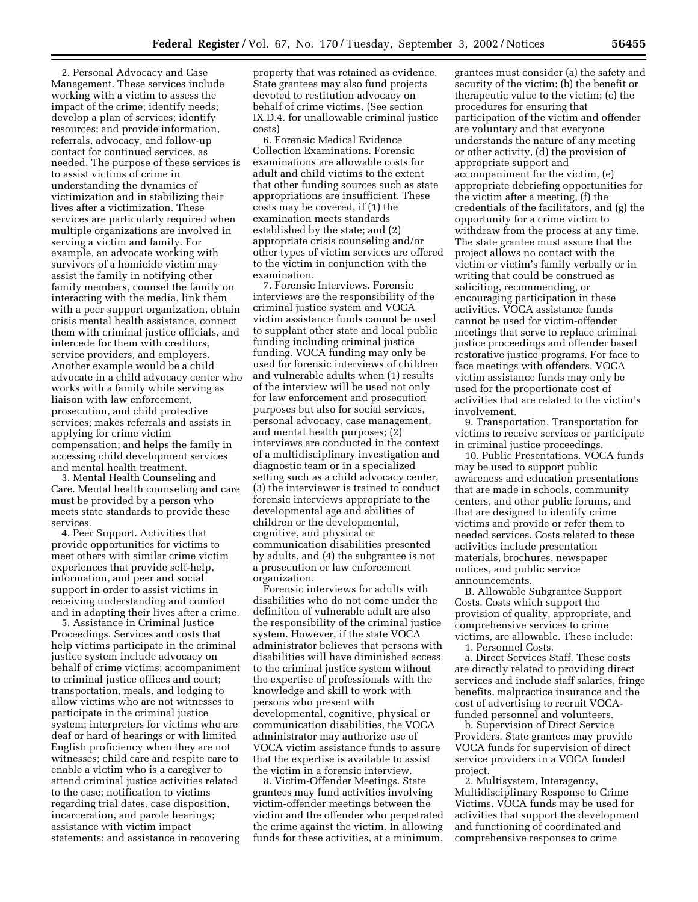2. Personal Advocacy and Case Management. These services include working with a victim to assess the impact of the crime; identify needs; develop a plan of services; identify resources; and provide information, referrals, advocacy, and follow-up contact for continued services, as needed. The purpose of these services is to assist victims of crime in understanding the dynamics of victimization and in stabilizing their lives after a victimization. These services are particularly required when multiple organizations are involved in serving a victim and family. For example, an advocate working with survivors of a homicide victim may assist the family in notifying other family members, counsel the family on interacting with the media, link them with a peer support organization, obtain crisis mental health assistance, connect them with criminal justice officials, and intercede for them with creditors, service providers, and employers. Another example would be a child advocate in a child advocacy center who works with a family while serving as liaison with law enforcement, prosecution, and child protective services; makes referrals and assists in applying for crime victim compensation; and helps the family in accessing child development services and mental health treatment.

3. Mental Health Counseling and Care. Mental health counseling and care must be provided by a person who meets state standards to provide these services.

4. Peer Support. Activities that provide opportunities for victims to meet others with similar crime victim experiences that provide self-help, information, and peer and social support in order to assist victims in receiving understanding and comfort and in adapting their lives after a crime.

5. Assistance in Criminal Justice Proceedings. Services and costs that help victims participate in the criminal justice system include advocacy on behalf of crime victims; accompaniment to criminal justice offices and court; transportation, meals, and lodging to allow victims who are not witnesses to participate in the criminal justice system; interpreters for victims who are deaf or hard of hearings or with limited English proficiency when they are not witnesses; child care and respite care to enable a victim who is a caregiver to attend criminal justice activities related to the case; notification to victims regarding trial dates, case disposition, incarceration, and parole hearings; assistance with victim impact statements; and assistance in recovering property that was retained as evidence. State grantees may also fund projects devoted to restitution advocacy on behalf of crime victims. (See section IX.D.4. for unallowable criminal justice costs)

6. Forensic Medical Evidence Collection Examinations. Forensic examinations are allowable costs for adult and child victims to the extent that other funding sources such as state appropriations are insufficient. These costs may be covered, if (1) the examination meets standards established by the state; and (2) appropriate crisis counseling and/or other types of victim services are offered to the victim in conjunction with the examination.

7. Forensic Interviews. Forensic interviews are the responsibility of the criminal justice system and VOCA victim assistance funds cannot be used to supplant other state and local public funding including criminal justice funding. VOCA funding may only be used for forensic interviews of children and vulnerable adults when (1) results of the interview will be used not only for law enforcement and prosecution purposes but also for social services, personal advocacy, case management, and mental health purposes; (2) interviews are conducted in the context of a multidisciplinary investigation and diagnostic team or in a specialized setting such as a child advocacy center, (3) the interviewer is trained to conduct forensic interviews appropriate to the developmental age and abilities of children or the developmental, cognitive, and physical or communication disabilities presented by adults, and (4) the subgrantee is not a prosecution or law enforcement organization.

Forensic interviews for adults with disabilities who do not come under the definition of vulnerable adult are also the responsibility of the criminal justice system. However, if the state VOCA administrator believes that persons with disabilities will have diminished access to the criminal justice system without the expertise of professionals with the knowledge and skill to work with persons who present with developmental, cognitive, physical or communication disabilities, the VOCA administrator may authorize use of VOCA victim assistance funds to assure that the expertise is available to assist the victim in a forensic interview.

8. Victim-Offender Meetings. State grantees may fund activities involving victim-offender meetings between the victim and the offender who perpetrated the crime against the victim. In allowing funds for these activities, at a minimum, grantees must consider (a) the safety and security of the victim; (b) the benefit or therapeutic value to the victim; (c) the procedures for ensuring that participation of the victim and offender are voluntary and that everyone understands the nature of any meeting or other activity, (d) the provision of appropriate support and accompaniment for the victim, (e) appropriate debriefing opportunities for the victim after a meeting, (f) the credentials of the facilitators, and (g) the opportunity for a crime victim to withdraw from the process at any time. The state grantee must assure that the project allows no contact with the victim or victim's family verbally or in writing that could be construed as soliciting, recommending, or encouraging participation in these activities. VOCA assistance funds cannot be used for victim-offender meetings that serve to replace criminal justice proceedings and offender based restorative justice programs. For face to face meetings with offenders, VOCA victim assistance funds may only be used for the proportionate cost of activities that are related to the victim's involvement.

9. Transportation. Transportation for victims to receive services or participate in criminal justice proceedings.

10. Public Presentations. VOCA funds may be used to support public awareness and education presentations that are made in schools, community centers, and other public forums, and that are designed to identify crime victims and provide or refer them to needed services. Costs related to these activities include presentation materials, brochures, newspaper notices, and public service announcements.

B. Allowable Subgrantee Support Costs. Costs which support the provision of quality, appropriate, and comprehensive services to crime victims, are allowable. These include:

1. Personnel Costs.

a. Direct Services Staff. These costs are directly related to providing direct services and include staff salaries, fringe benefits, malpractice insurance and the cost of advertising to recruit VOCA-funded personnel and volunteers.

b. Supervision of Direct Service Providers. State grantees may provide VOCA funds for supervision of direct service providers in a VOCA funded project.

2. Multisystem, Interagency, Multidisciplinary Response to Crime Victims. VOCA funds may be used for activities that support the development and functioning of coordinated and comprehensive responses to crime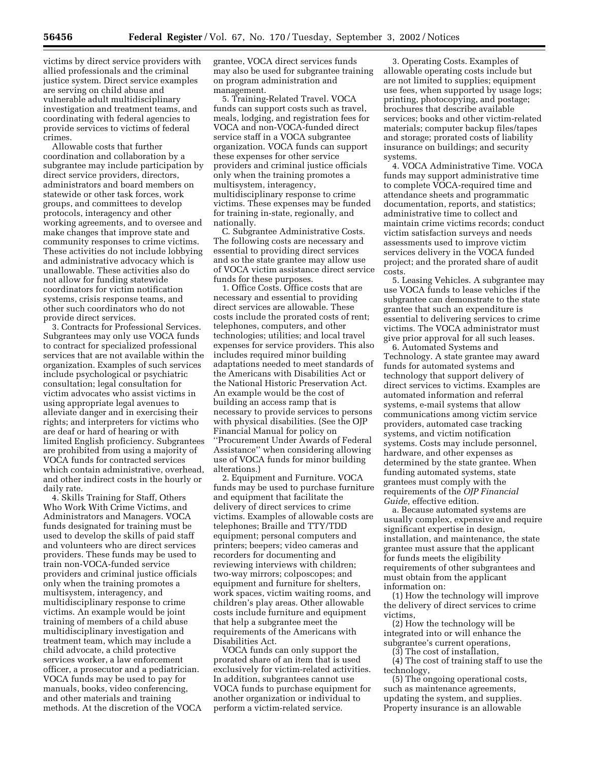victims by direct service providers with allied professionals and the criminal justice system. Direct service examples are serving on child abuse and vulnerable adult multidisciplinary investigation and treatment teams, and coordinating with federal agencies to provide services to victims of federal crimes.

Allowable costs that further coordination and collaboration by a subgrantee may include participation by direct service providers, directors, administrators and board members on statewide or other task forces, work groups, and committees to develop protocols, interagency and other working agreements, and to oversee and make changes that improve state and community responses to crime victims. These activities do not include lobbying and administrative advocacy which is unallowable. These activities also do not allow for funding statewide coordinators for victim notification systems, crisis response teams, and other such coordinators who do not provide direct services.

3. Contracts for Professional Services. Subgrantees may only use VOCA funds to contract for specialized professional services that are not available within the organization. Examples of such services include psychological or psychiatric consultation; legal consultation for victim advocates who assist victims in using appropriate legal avenues to alleviate danger and in exercising their rights; and interpreters for victims who are deaf or hard of hearing or with limited English proficiency. Subgrantees are prohibited from using a majority of VOCA funds for contracted services which contain administrative, overhead, and other indirect costs in the hourly or daily rate.

4. Skills Training for Staff, Others Who Work With Crime Victims, and Administrators and Managers. VOCA funds designated for training must be used to develop the skills of paid staff and volunteers who are direct services providers. These funds may be used to train non-VOCA-funded service providers and criminal justice officials only when the training promotes a multisystem, interagency, and multidisciplinary response to crime victims. An example would be joint training of members of a child abuse multidisciplinary investigation and treatment team, which may include a child advocate, a child protective services worker, a law enforcement officer, a prosecutor and a pediatrician. VOCA funds may be used to pay for manuals, books, video conferencing, and other materials and training methods. At the discretion of the VOCA grantee, VOCA direct services funds may also be used for subgrantee training on program administration and management.

5. Training-Related Travel. VOCA funds can support costs such as travel, meals, lodging, and registration fees for VOCA and non-VOCA-funded direct service staff in a VOCA subgrantee organization. VOCA funds can support these expenses for other service providers and criminal justice officials only when the training promotes a multisystem, interagency, multidisciplinary response to crime victims. These expenses may be funded for training in-state, regionally, and nationally.

C. Subgrantee Administrative Costs. The following costs are necessary and essential to providing direct services and so the state grantee may allow use of VOCA victim assistance direct service funds for these purposes.

1. Office Costs. Office costs that are necessary and essential to providing direct services are allowable. These costs include the prorated costs of rent; telephones, computers, and other technologies; utilities; and local travel expenses for service providers. This also includes required minor building adaptations needed to meet standards of the Americans with Disabilities Act or the National Historic Preservation Act. An example would be the cost of building an access ramp that is necessary to provide services to persons with physical disabilities. (See the OJP Financial Manual for policy on "Procurement Under Awards of Federal Assistance" when considering allowing use of VOCA funds for minor building alterations.)

2. Equipment and Furniture. VOCA funds may be used to purchase furniture and equipment that facilitate the delivery of direct services to crime victims. Examples of allowable costs are telephones; Braille and TTY/TDD equipment; personal computers and printers; beepers; video cameras and recorders for documenting and reviewing interviews with children; two-way mirrors; colposcopes; and equipment and furniture for shelters, work spaces, victim waiting rooms, and children's play areas. Other allowable costs include furniture and equipment that help a subgrantee meet the requirements of the Americans with Disabilities Act.

VOCA funds can only support the prorated share of an item that is used exclusively for victim-related activities. In addition, subgrantees cannot use VOCA funds to purchase equipment for another organization or individual to perform a victim-related service.

3. Operating Costs. Examples of allowable operating costs include but are not limited to supplies; equipment use fees, when supported by usage logs; printing, photocopying, and postage; brochures that describe available services; books and other victim-related materials; computer backup files/tapes and storage; prorated costs of liability insurance on buildings; and security systems.

4. VOCA Administrative Time. VOCA funds may support administrative time to complete VOCA-required time and attendance sheets and programmatic documentation, reports, and statistics; administrative time to collect and maintain crime victims records; conduct victim satisfaction surveys and needs assessments used to improve victim services delivery in the VOCA funded project; and the prorated share of audit costs.

5. Leasing Vehicles. A subgrantee may use VOCA funds to lease vehicles if the subgrantee can demonstrate to the state grantee that such an expenditure is essential to delivering services to crime victims. The VOCA administrator must give prior approval for all such leases.

6. Automated Systems and Technology. A state grantee may award funds for automated systems and technology that support delivery of direct services to victims. Examples are automated information and referral systems, e-mail systems that allow communications among victim service providers, automated case tracking systems, and victim notification systems. Costs may include personnel, hardware, and other expenses as determined by the state grantee. When funding automated systems, state grantees must comply with the requirements of the *OJP Financial Guide,* effective edition.

a. Because automated systems are usually complex, expensive and require significant expertise in design, installation, and maintenance, the state grantee must assure that the applicant for funds meets the eligibility requirements of other subgrantees and must obtain from the applicant information on:

(1) How the technology will improve the delivery of direct services to crime victims,

(2) How the technology will be integrated into or will enhance the subgrantee's current operations,

(3) The cost of installation,

(4) The cost of training staff to use the technology,

(5) The ongoing operational costs, such as maintenance agreements, updating the system, and supplies. Property insurance is an allowable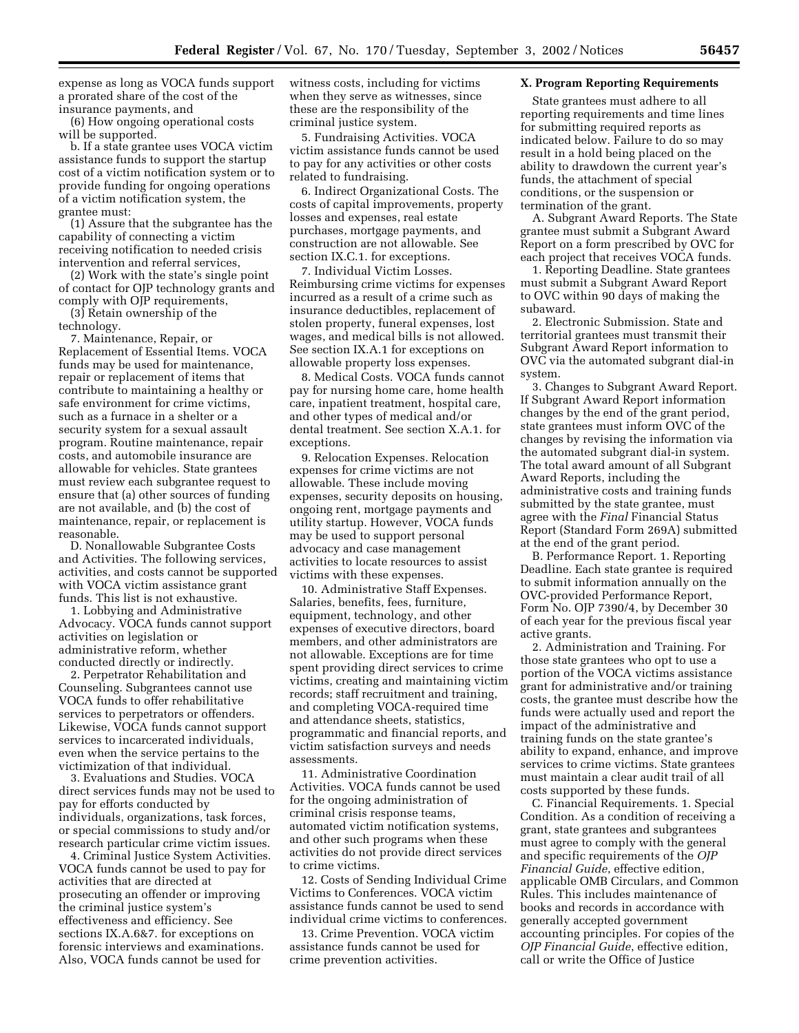expense as long as VOCA funds support a prorated share of the cost of the insurance payments, and

(6) How ongoing operational costs will be supported.

b. If a state grantee uses VOCA victim assistance funds to support the startup cost of a victim notification system or to provide funding for ongoing operations of a victim notification system, the grantee must:

(1) Assure that the subgrantee has the capability of connecting a victim receiving notification to needed crisis intervention and referral services,

(2) Work with the state's single point of contact for OJP technology grants and comply with OJP requirements,

(3) Retain ownership of the technology.

7. Maintenance, Repair, or Replacement of Essential Items. VOCA funds may be used for maintenance, repair or replacement of items that contribute to maintaining a healthy or safe environment for crime victims, such as a furnace in a shelter or a security system for a sexual assault program. Routine maintenance, repair costs, and automobile insurance are allowable for vehicles. State grantees must review each subgrantee request to ensure that (a) other sources of funding are not available, and (b) the cost of maintenance, repair, or replacement is reasonable.

D. Nonallowable Subgrantee Costs and Activities. The following services, activities, and costs cannot be supported with VOCA victim assistance grant funds. This list is not exhaustive.

1. Lobbying and Administrative Advocacy. VOCA funds cannot support activities on legislation or administrative reform, whether conducted directly or indirectly.

2. Perpetrator Rehabilitation and Counseling. Subgrantees cannot use VOCA funds to offer rehabilitative services to perpetrators or offenders. Likewise, VOCA funds cannot support services to incarcerated individuals, even when the service pertains to the victimization of that individual.

3. Evaluations and Studies. VOCA direct services funds may not be used to pay for efforts conducted by individuals, organizations, task forces, or special commissions to study and/or research particular crime victim issues.

4. Criminal Justice System Activities. VOCA funds cannot be used to pay for activities that are directed at prosecuting an offender or improving the criminal justice system's effectiveness and efficiency. See sections IX.A.6&7. for exceptions on forensic interviews and examinations. Also, VOCA funds cannot be used for witness costs, including for victims when they serve as witnesses, since these are the responsibility of the criminal justice system.

5. Fundraising Activities. VOCA victim assistance funds cannot be used to pay for any activities or other costs related to fundraising.

6. Indirect Organizational Costs. The costs of capital improvements, property losses and expenses, real estate purchases, mortgage payments, and construction are not allowable. See section IX.C.1. for exceptions.

7. Individual Victim Losses. Reimbursing crime victims for expenses incurred as a result of a crime such as insurance deductibles, replacement of stolen property, funeral expenses, lost wages, and medical bills is not allowed. See section IX.A.1 for exceptions on allowable property loss expenses.

8. Medical Costs. VOCA funds cannot pay for nursing home care, home health care, inpatient treatment, hospital care, and other types of medical and/or dental treatment. See section X.A.1. for exceptions.

9. Relocation Expenses. Relocation expenses for crime victims are not allowable. These include moving expenses, security deposits on housing, ongoing rent, mortgage payments and utility startup. However, VOCA funds may be used to support personal advocacy and case management activities to locate resources to assist victims with these expenses.

10. Administrative Staff Expenses. Salaries, benefits, fees, furniture, equipment, technology, and other expenses of executive directors, board members, and other administrators are not allowable. Exceptions are for time spent providing direct services to crime victims, creating and maintaining victim records; staff recruitment and training, and completing VOCA-required time and attendance sheets, statistics, programmatic and financial reports, and victim satisfaction surveys and needs assessments.

11. Administrative Coordination Activities. VOCA funds cannot be used for the ongoing administration of criminal crisis response teams, automated victim notification systems, and other such programs when these activities do not provide direct services to crime victims.

12. Costs of Sending Individual Crime Victims to Conferences. VOCA victim assistance funds cannot be used to send individual crime victims to conferences.

13. Crime Prevention. VOCA victim assistance funds cannot be used for crime prevention activities.

**X. Program Reporting Requirements**

State grantees must adhere to all reporting requirements and time lines for submitting required reports as indicated below. Failure to do so may result in a hold being placed on the ability to drawdown the current year's funds, the attachment of special conditions, or the suspension or termination of the grant.

A. Subgrant Award Reports. The State grantee must submit a Subgrant Award Report on a form prescribed by OVC for each project that receives VOCA funds.

1. Reporting Deadline. State grantees must submit a Subgrant Award Report to OVC within 90 days of making the subaward.

2. Electronic Submission. State and territorial grantees must transmit their Subgrant Award Report information to OVC via the automated subgrant dial-in system.

3. Changes to Subgrant Award Report. If Subgrant Award Report information changes by the end of the grant period, state grantees must inform OVC of the changes by revising the information via the automated subgrant dial-in system. The total award amount of all Subgrant Award Reports, including the administrative costs and training funds submitted by the state grantee, must agree with the *Final* Financial Status Report (Standard Form 269A) submitted at the end of the grant period.

B. Performance Report. 1. Reporting Deadline. Each state grantee is required to submit information annually on the OVC-provided Performance Report, Form No. OJP 7390/4, by December 30 of each year for the previous fiscal year active grants.

2. Administration and Training. For those state grantees who opt to use a portion of the VOCA victims assistance grant for administrative and/or training costs, the grantee must describe how the funds were actually used and report the impact of the administrative and training funds on the state grantee's ability to expand, enhance, and improve services to crime victims. State grantees must maintain a clear audit trail of all costs supported by these funds.

C. Financial Requirements. 1. Special Condition. As a condition of receiving a grant, state grantees and subgrantees must agree to comply with the general and specific requirements of the *OJP Financial Guide*, effective edition, applicable OMB Circulars, and Common Rules. This includes maintenance of books and records in accordance with generally accepted government accounting principles. For copies of the *OJP Financial Guide*, effective edition, call or write the Office of Justice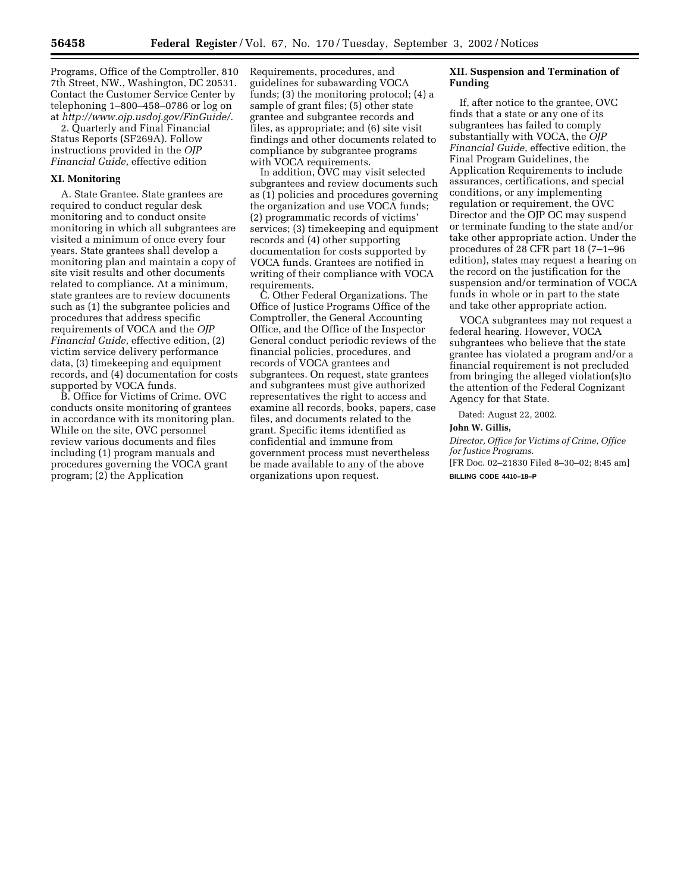Programs, Office of the Comptroller, 810 7th Street, NW., Washington, DC 20531. Contact the Customer Service Center by telephoning 1–800–458–0786 or log on at *http://www.ojp.usdoj.gov/FinGuide/*.

2. Quarterly and Final Financial Status Reports (SF269A). Follow instructions provided in the *OJP Financial Guide*, effective edition

### XI. Monitoring

A. State Grantee. State grantees are required to conduct regular desk monitoring and to conduct onsite monitoring in which all subgrantees are visited a minimum of once every four years. State grantees shall develop a monitoring plan and maintain a copy of site visit results and other documents related to compliance. At a minimum, state grantees are to review documents such as (1) the subgrantee policies and procedures that address specific requirements of VOCA and the *OJP Financial Guide*, effective edition, (2) victim service delivery performance data, (3) timekeeping and equipment records, and (4) documentation for costs supported by VOCA funds.

B. Office for Victims of Crime. OVC conducts onsite monitoring of grantees in accordance with its monitoring plan. While on the site, OVC personnel review various documents and files including (1) program manuals and procedures governing the VOCA grant program; (2) the Application Requirements, procedures, and guidelines for subawarding VOCA funds; (3) the monitoring protocol; (4) a sample of grant files; (5) other state grantee and subgrantee records and files, as appropriate; and (6) site visit findings and other documents related to compliance by subgrantee programs with VOCA requirements.

In addition, OVC may visit selected subgrantees and review documents such as (1) policies and procedures governing the organization and use VOCA funds; (2) programmatic records of victims' services; (3) timekeeping and equipment records and (4) other supporting documentation for costs supported by VOCA funds. Grantees are notified in writing of their compliance with VOCA requirements.

C. Other Federal Organizations. The Office of Justice Programs Office of the Comptroller, the General Accounting Office, and the Office of the Inspector General conduct periodic reviews of the financial policies, procedures, and records of VOCA grantees and subgrantees. On request, state grantees and subgrantees must give authorized representatives the right to access and examine all records, books, papers, case files, and documents related to the grant. Specific items identified as confidential and immune from government process must nevertheless be made available to any of the above organizations upon request.

### XII. Suspension and Termination of Funding

If, after notice to the grantee, OVC finds that a state or any one of its subgrantees has failed to comply substantially with VOCA, the *OJP Financial Guide*, effective edition, the Final Program Guidelines, the Application Requirements to include assurances, certifications, and special conditions, or any implementing regulation or requirement, the OVC Director and the OJP OC may suspend or terminate funding to the state and/or take other appropriate action. Under the procedures of 28 CFR part 18 (7–1–96 edition), states may request a hearing on the record on the justification for the suspension and/or termination of VOCA funds in whole or in part to the state and take other appropriate action.

VOCA subgrantees may not request a federal hearing. However, VOCA subgrantees who believe that the state grantee has violated a program and/or a financial requirement is not precluded from bringing the alleged violation(s)to the attention of the Federal Cognizant Agency for that State.

Dated: August 22, 2002.

**John W. Gillis,**

*Director, Office for Victims of Crime, Office for Justice Programs.*

[FR Doc. 02–21830 Filed 8–30–02; 8:45 am]

**BILLING CODE 4410–18–P**